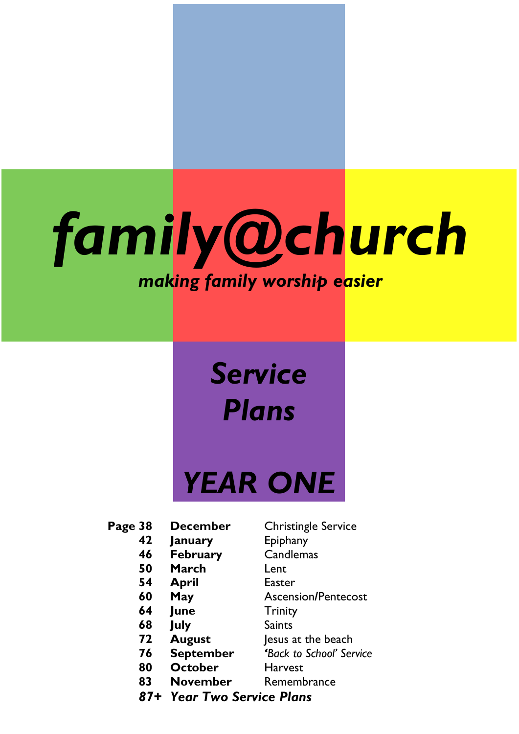# family@church

***making family worship easier***

## *Service Plans*

## *YEAR ONE*

| Page | Month | Service |
|---|---|---|
| **Page 38** | **December** | Christingle Service |
| **42** | **January** | Epiphany |
| **46** | **February** | Candlemas |
| **50** | **March** | Lent |
| **54** | **April** | Easter |
| **60** | **May** | Ascension/Pentecost |
| **64** | **June** | Trinity |
| **68** | **July** | Saints |
| **72** | **August** | Jesus at the beach |
| **76** | **September** | *'Back to School' Service* |
| **80** | **October** | Harvest |
| **83** | **November** | Remembrance |
| **87+** | ***Year Two Service Plans*** | |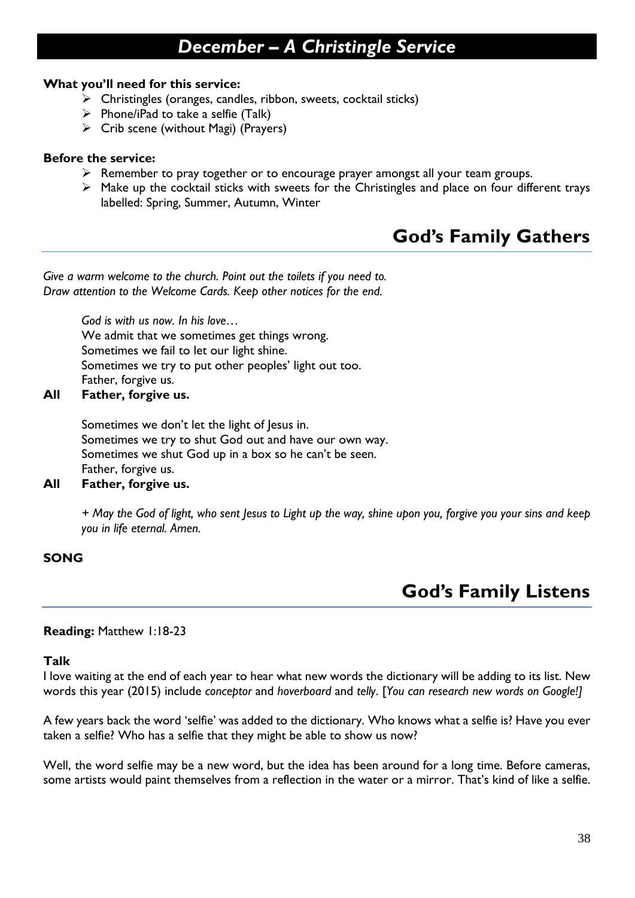# December – A Christingle Service

**What you'll need for this service:**

- Christingles (oranges, candles, ribbon, sweets, cocktail sticks)
- Phone/iPad to take a selfie (Talk)
- Crib scene (without Magi) (Prayers)

**Before the service:**

- Remember to pray together or to encourage prayer amongst all your team groups.
- Make up the cocktail sticks with sweets for the Christingles and place on four different trays labelled: Spring, Summer, Autumn, Winter

## God's Family Gathers

*Give a warm welcome to the church. Point out the toilets if you need to.*
*Draw attention to the Welcome Cards. Keep other notices for the end.*

*God is with us now. In his love…*
We admit that we sometimes get things wrong.
Sometimes we fail to let our light shine.
Sometimes we try to put other peoples' light out too.
Father, forgive us.

**All Father, forgive us.**

Sometimes we don't let the light of Jesus in.
Sometimes we try to shut God out and have our own way.
Sometimes we shut God up in a box so he can't be seen.
Father, forgive us.

**All Father, forgive us.**

*+ May the God of light, who sent Jesus to Light up the way, shine upon you, forgive you your sins and keep you in life eternal. Amen.*

**SONG**

## God's Family Listens

**Reading:** Matthew 1:18-23

**Talk**

I love waiting at the end of each year to hear what new words the dictionary will be adding to its list. New words this year (2015) include *conceptor* and *hoverboard* and *telly*. [*You can research new words on Google!]*

A few years back the word 'selfie' was added to the dictionary. Who knows what a selfie is? Have you ever taken a selfie? Who has a selfie that they might be able to show us now?

Well, the word selfie may be a new word, but the idea has been around for a long time. Before cameras, some artists would paint themselves from a reflection in the water or a mirror. That's kind of like a selfie.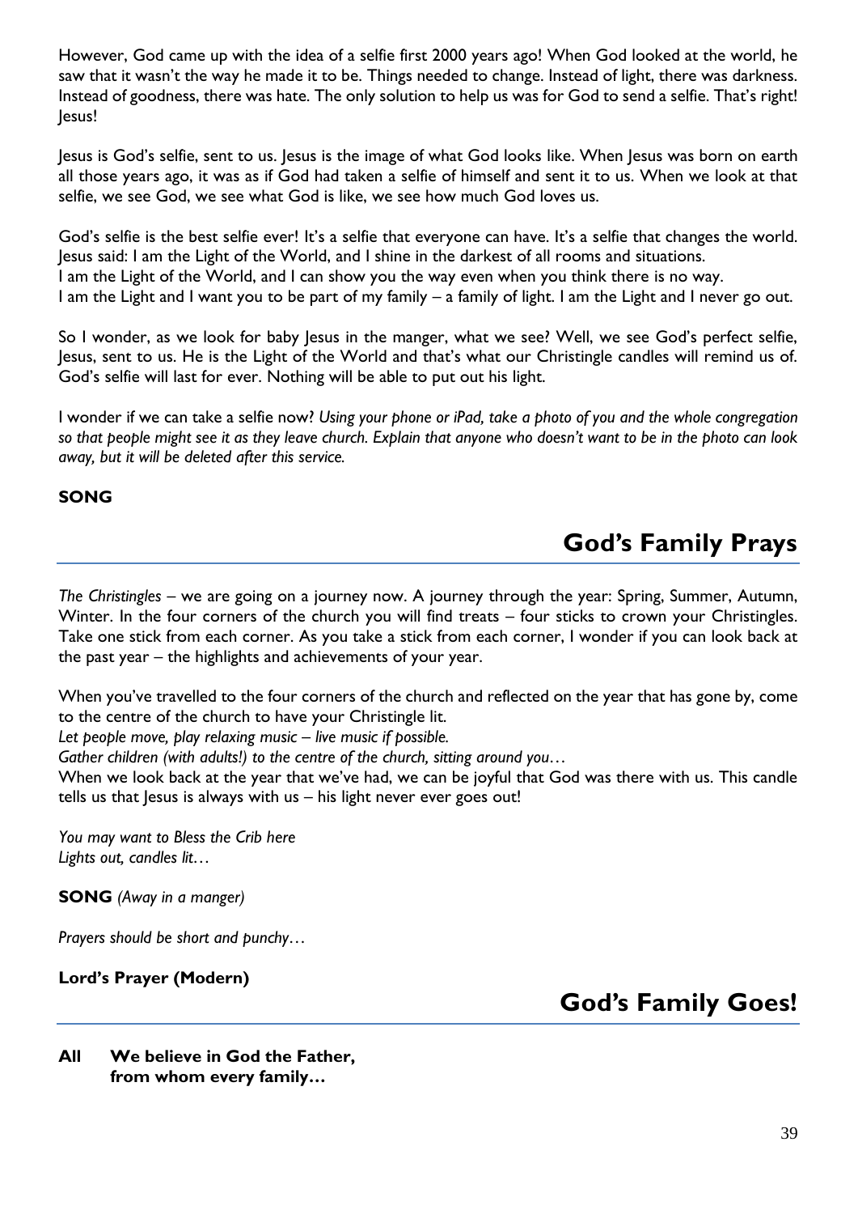However, God came up with the idea of a selfie first 2000 years ago! When God looked at the world, he saw that it wasn't the way he made it to be. Things needed to change. Instead of light, there was darkness. Instead of goodness, there was hate. The only solution to help us was for God to send a selfie. That's right! Jesus!

Jesus is God's selfie, sent to us. Jesus is the image of what God looks like. When Jesus was born on earth all those years ago, it was as if God had taken a selfie of himself and sent it to us. When we look at that selfie, we see God, we see what God is like, we see how much God loves us.

God's selfie is the best selfie ever! It's a selfie that everyone can have. It's a selfie that changes the world. Jesus said: I am the Light of the World, and I shine in the darkest of all rooms and situations.
I am the Light of the World, and I can show you the way even when you think there is no way.
I am the Light and I want you to be part of my family – a family of light. I am the Light and I never go out.

So I wonder, as we look for baby Jesus in the manger, what we see? Well, we see God's perfect selfie, Jesus, sent to us. He is the Light of the World and that's what our Christingle candles will remind us of. God's selfie will last for ever. Nothing will be able to put out his light.

I wonder if we can take a selfie now? *Using your phone or iPad, take a photo of you and the whole congregation so that people might see it as they leave church. Explain that anyone who doesn't want to be in the photo can look away, but it will be deleted after this service.*

**SONG**

## God's Family Prays

*The Christingles* – we are going on a journey now. A journey through the year: Spring, Summer, Autumn, Winter. In the four corners of the church you will find treats – four sticks to crown your Christingles. Take one stick from each corner. As you take a stick from each corner, I wonder if you can look back at the past year – the highlights and achievements of your year.

When you've travelled to the four corners of the church and reflected on the year that has gone by, come to the centre of the church to have your Christingle lit.
*Let people move, play relaxing music – live music if possible.*
*Gather children (with adults!) to the centre of the church, sitting around you…*
When we look back at the year that we've had, we can be joyful that God was there with us. This candle tells us that Jesus is always with us – his light never ever goes out!

*You may want to Bless the Crib here*
*Lights out, candles lit…*

**SONG** *(Away in a manger)*

*Prayers should be short and punchy…*

**Lord's Prayer (Modern)**

## God's Family Goes!

**All We believe in God the Father,**
**from whom every family…**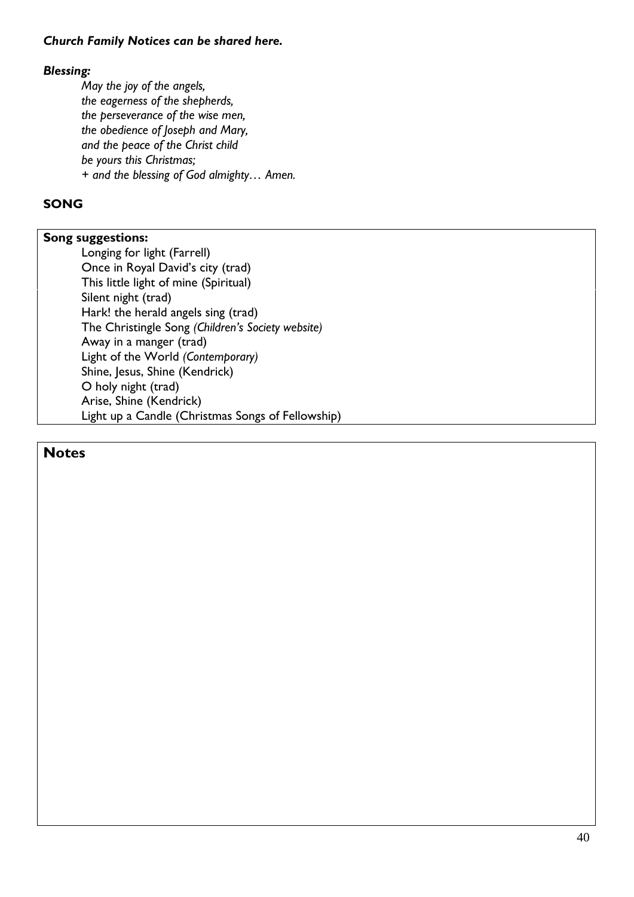***Church Family Notices can be shared here.***

***Blessing:***

*May the joy of the angels,*
*the eagerness of the shepherds,*
*the perseverance of the wise men,*
*the obedience of Joseph and Mary,*
*and the peace of the Christ child*
*be yours this Christmas;*
*+ and the blessing of God almighty… Amen.*

**SONG**

**Song suggestions:**

- Longing for light (Farrell)
- Once in Royal David's city (trad)
- This little light of mine (Spiritual)
- Silent night (trad)
- Hark! the herald angels sing (trad)
- The Christingle Song *(Children's Society website)*
- Away in a manger (trad)
- Light of the World *(Contemporary)*
- Shine, Jesus, Shine (Kendrick)
- O holy night (trad)
- Arise, Shine (Kendrick)
- Light up a Candle (Christmas Songs of Fellowship)

## Notes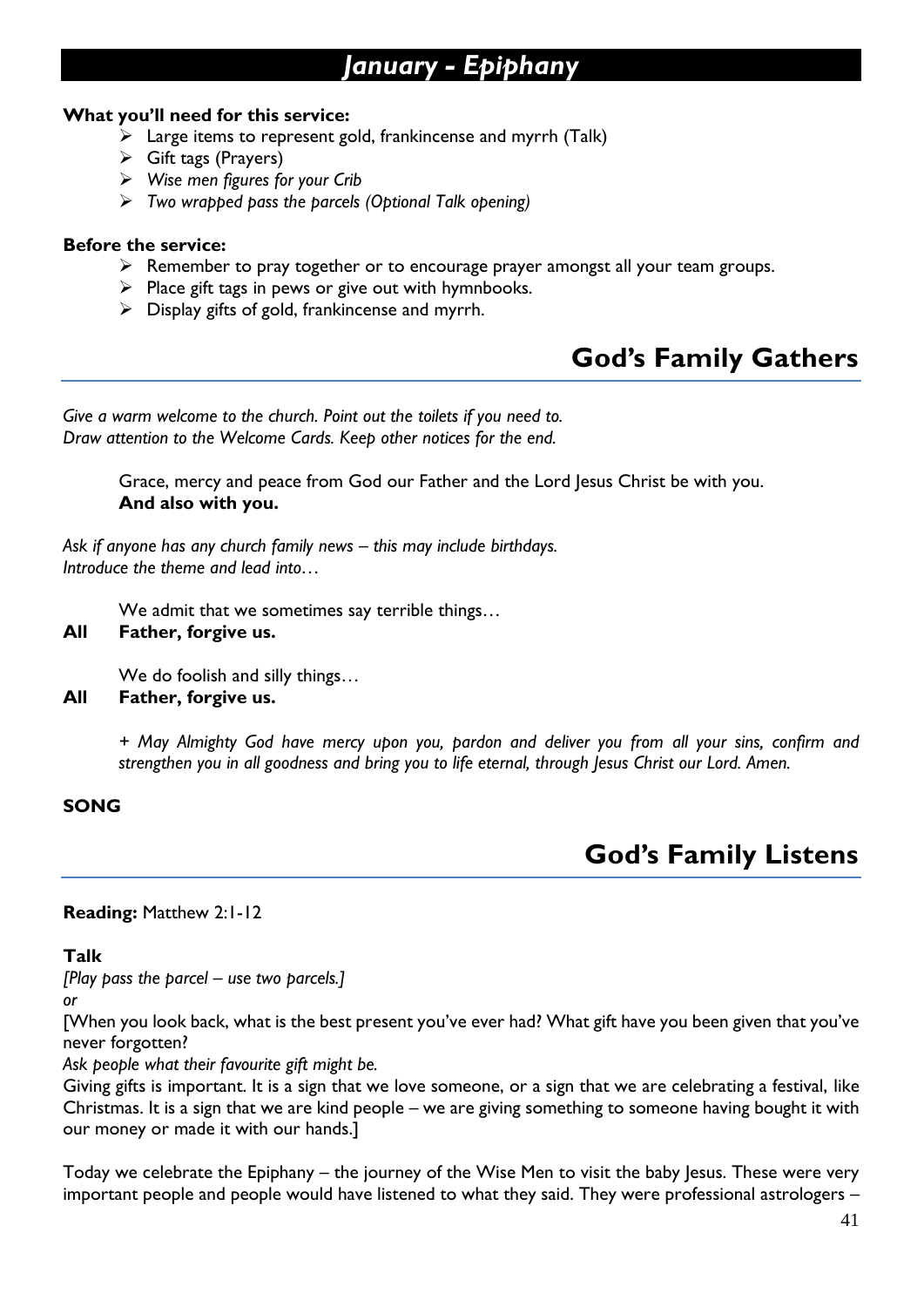# *January - Epiphany*

**What you'll need for this service:**

- Large items to represent gold, frankincense and myrrh (Talk)
- Gift tags (Prayers)
- *Wise men figures for your Crib*
- *Two wrapped pass the parcels (Optional Talk opening)*

**Before the service:**

- Remember to pray together or to encourage prayer amongst all your team groups.
- Place gift tags in pews or give out with hymnbooks.
- Display gifts of gold, frankincense and myrrh.

## God's Family Gathers

*Give a warm welcome to the church. Point out the toilets if you need to.*
*Draw attention to the Welcome Cards. Keep other notices for the end.*

> Grace, mercy and peace from God our Father and the Lord Jesus Christ be with you.
> **And also with you.**

*Ask if anyone has any church family news – this may include birthdays.*
*Introduce the theme and lead into…*

> We admit that we sometimes say terrible things…

**All Father, forgive us.**

> We do foolish and silly things…

**All Father, forgive us.**

> *+ May Almighty God have mercy upon you, pardon and deliver you from all your sins, confirm and strengthen you in all goodness and bring you to life eternal, through Jesus Christ our Lord. Amen.*

**SONG**

## God's Family Listens

**Reading:** Matthew 2:1-12

**Talk**

*[Play pass the parcel – use two parcels.]*

*or*

[When you look back, what is the best present you've ever had? What gift have you been given that you've never forgotten?

*Ask people what their favourite gift might be.*

Giving gifts is important. It is a sign that we love someone, or a sign that we are celebrating a festival, like Christmas. It is a sign that we are kind people – we are giving something to someone having bought it with our money or made it with our hands.]

Today we celebrate the Epiphany – the journey of the Wise Men to visit the baby Jesus. These were very important people and people would have listened to what they said. They were professional astrologers –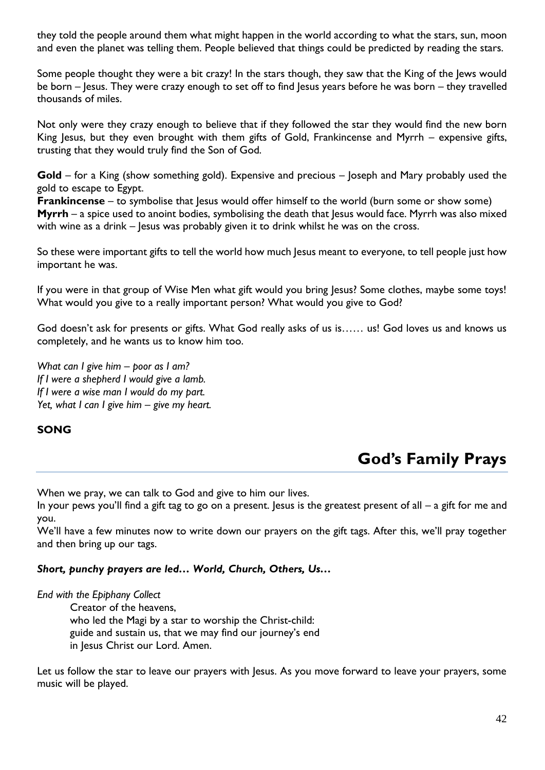they told the people around them what might happen in the world according to what the stars, sun, moon and even the planet was telling them. People believed that things could be predicted by reading the stars.

Some people thought they were a bit crazy! In the stars though, they saw that the King of the Jews would be born – Jesus. They were crazy enough to set off to find Jesus years before he was born – they travelled thousands of miles.

Not only were they crazy enough to believe that if they followed the star they would find the new born King Jesus, but they even brought with them gifts of Gold, Frankincense and Myrrh – expensive gifts, trusting that they would truly find the Son of God.

**Gold** – for a King (show something gold). Expensive and precious – Joseph and Mary probably used the gold to escape to Egypt.
**Frankincense** – to symbolise that Jesus would offer himself to the world (burn some or show some)
**Myrrh** – a spice used to anoint bodies, symbolising the death that Jesus would face. Myrrh was also mixed with wine as a drink – Jesus was probably given it to drink whilst he was on the cross.

So these were important gifts to tell the world how much Jesus meant to everyone, to tell people just how important he was.

If you were in that group of Wise Men what gift would you bring Jesus? Some clothes, maybe some toys! What would you give to a really important person? What would you give to God?

God doesn't ask for presents or gifts. What God really asks of us is…… us! God loves us and knows us completely, and he wants us to know him too.

*What can I give him – poor as I am?*
*If I were a shepherd I would give a lamb.*
*If I were a wise man I would do my part.*
*Yet, what I can I give him – give my heart.*

**SONG**

## God's Family Prays

When we pray, we can talk to God and give to him our lives.
In your pews you'll find a gift tag to go on a present. Jesus is the greatest present of all – a gift for me and you.
We'll have a few minutes now to write down our prayers on the gift tags. After this, we'll pray together and then bring up our tags.

***Short, punchy prayers are led… World, Church, Others, Us…***

*End with the Epiphany Collect*

Creator of the heavens,
who led the Magi by a star to worship the Christ-child:
guide and sustain us, that we may find our journey's end
in Jesus Christ our Lord. Amen.

Let us follow the star to leave our prayers with Jesus. As you move forward to leave your prayers, some music will be played.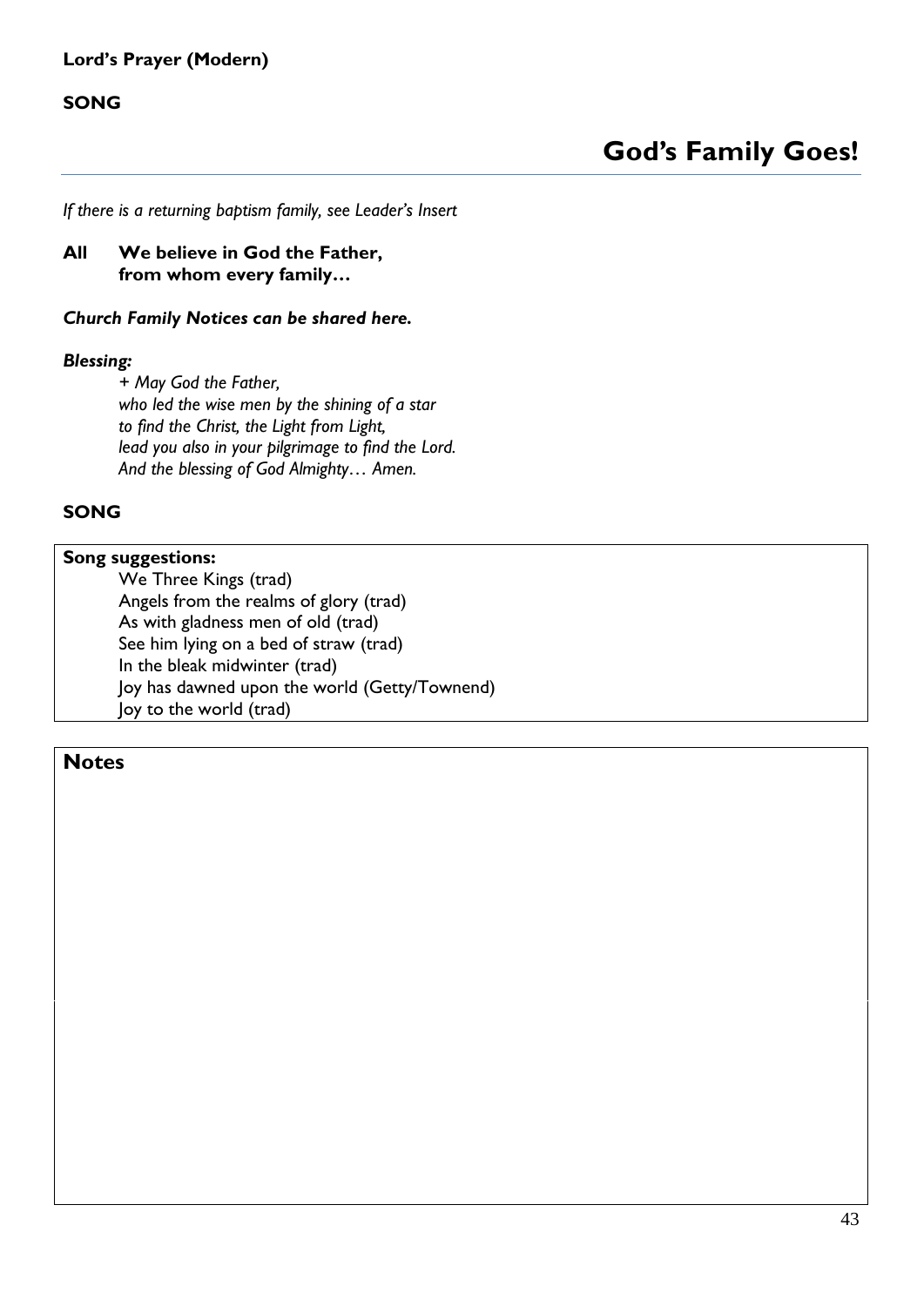**Lord's Prayer (Modern)**

**SONG**

## God's Family Goes!

*If there is a returning baptism family, see Leader's Insert*

**All We believe in God the Father,
from whom every family…**

***Church Family Notices can be shared here.***

***Blessing:***

*+ May God the Father,
who led the wise men by the shining of a star
to find the Christ, the Light from Light,
lead you also in your pilgrimage to find the Lord.
And the blessing of God Almighty… Amen.*

**SONG**

**Song suggestions:**

We Three Kings (trad)
Angels from the realms of glory (trad)
As with gladness men of old (trad)
See him lying on a bed of straw (trad)
In the bleak midwinter (trad)
Joy has dawned upon the world (Getty/Townend)
Joy to the world (trad)

**Notes**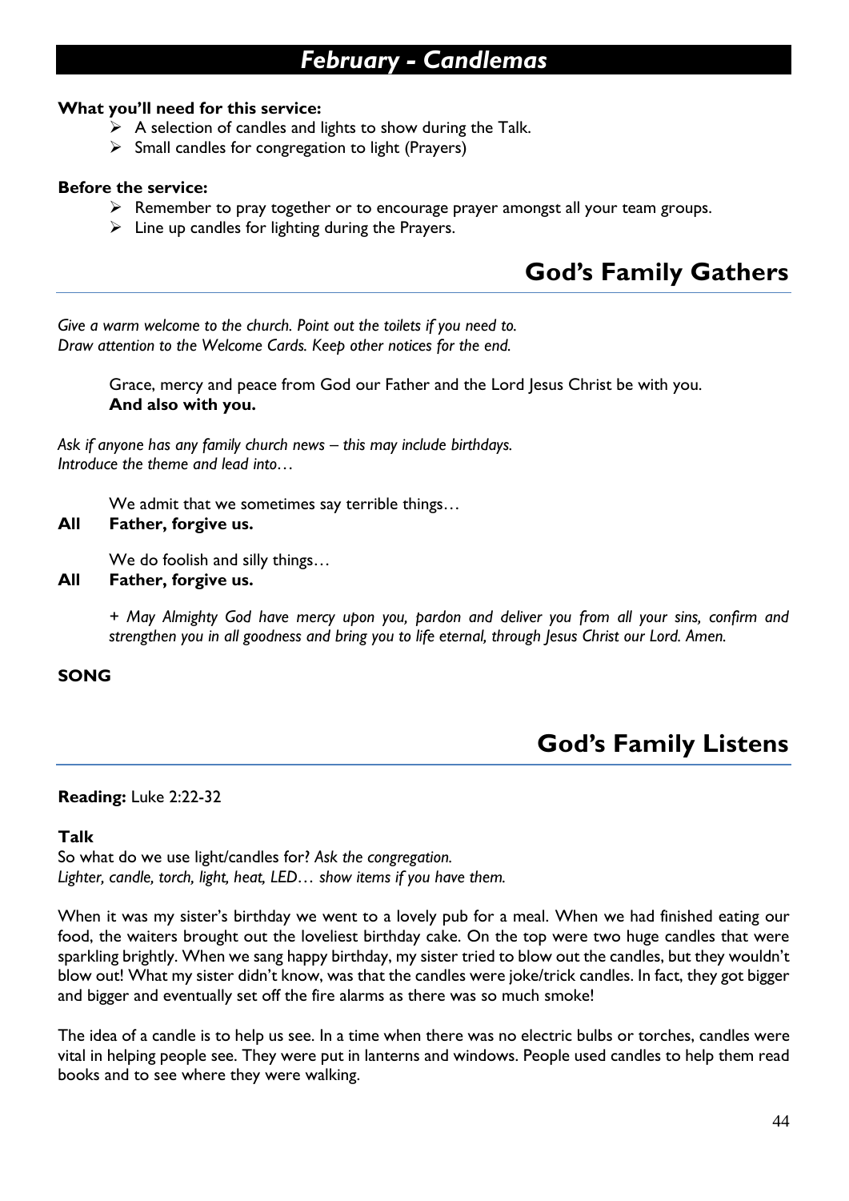# February - Candlemas

**What you'll need for this service:**

- A selection of candles and lights to show during the Talk.
- Small candles for congregation to light (Prayers)

**Before the service:**

- Remember to pray together or to encourage prayer amongst all your team groups.
- Line up candles for lighting during the Prayers.

## God's Family Gathers

*Give a warm welcome to the church. Point out the toilets if you need to.*
*Draw attention to the Welcome Cards. Keep other notices for the end.*

Grace, mercy and peace from God our Father and the Lord Jesus Christ be with you.
**And also with you.**

*Ask if anyone has any family church news – this may include birthdays.*
*Introduce the theme and lead into…*

We admit that we sometimes say terrible things…
**All Father, forgive us.**

We do foolish and silly things…
**All Father, forgive us.**

*+ May Almighty God have mercy upon you, pardon and deliver you from all your sins, confirm and strengthen you in all goodness and bring you to life eternal, through Jesus Christ our Lord. Amen.*

**SONG**

## God's Family Listens

**Reading:** Luke 2:22-32

**Talk**
So what do we use light/candles for? *Ask the congregation.*
*Lighter, candle, torch, light, heat, LED… show items if you have them.*

When it was my sister's birthday we went to a lovely pub for a meal. When we had finished eating our food, the waiters brought out the loveliest birthday cake. On the top were two huge candles that were sparkling brightly. When we sang happy birthday, my sister tried to blow out the candles, but they wouldn't blow out! What my sister didn't know, was that the candles were joke/trick candles. In fact, they got bigger and bigger and eventually set off the fire alarms as there was so much smoke!

The idea of a candle is to help us see. In a time when there was no electric bulbs or torches, candles were vital in helping people see. They were put in lanterns and windows. People used candles to help them read books and to see where they were walking.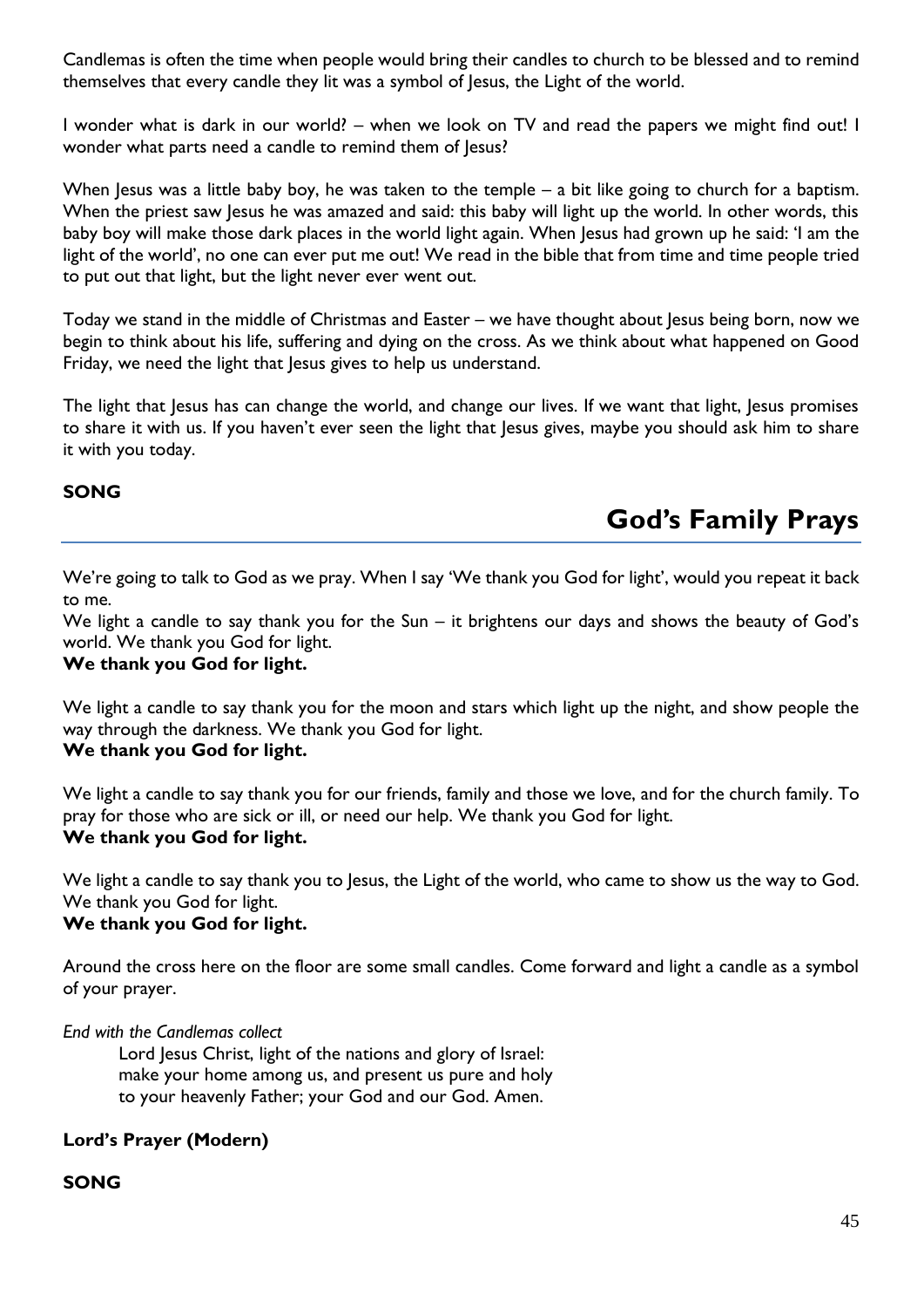Candlemas is often the time when people would bring their candles to church to be blessed and to remind themselves that every candle they lit was a symbol of Jesus, the Light of the world.

I wonder what is dark in our world? – when we look on TV and read the papers we might find out! I wonder what parts need a candle to remind them of Jesus?

When Jesus was a little baby boy, he was taken to the temple – a bit like going to church for a baptism. When the priest saw Jesus he was amazed and said: this baby will light up the world. In other words, this baby boy will make those dark places in the world light again. When Jesus had grown up he said: 'I am the light of the world', no one can ever put me out! We read in the bible that from time and time people tried to put out that light, but the light never ever went out.

Today we stand in the middle of Christmas and Easter – we have thought about Jesus being born, now we begin to think about his life, suffering and dying on the cross. As we think about what happened on Good Friday, we need the light that Jesus gives to help us understand.

The light that Jesus has can change the world, and change our lives. If we want that light, Jesus promises to share it with us. If you haven't ever seen the light that Jesus gives, maybe you should ask him to share it with you today.

**SONG**

## God's Family Prays

We're going to talk to God as we pray. When I say 'We thank you God for light', would you repeat it back to me.

We light a candle to say thank you for the Sun – it brightens our days and shows the beauty of God's world. We thank you God for light.

**We thank you God for light.**

We light a candle to say thank you for the moon and stars which light up the night, and show people the way through the darkness. We thank you God for light.

**We thank you God for light.**

We light a candle to say thank you for our friends, family and those we love, and for the church family. To pray for those who are sick or ill, or need our help. We thank you God for light.

**We thank you God for light.**

We light a candle to say thank you to Jesus, the Light of the world, who came to show us the way to God. We thank you God for light.

**We thank you God for light.**

Around the cross here on the floor are some small candles. Come forward and light a candle as a symbol of your prayer.

*End with the Candlemas collect*

> Lord Jesus Christ, light of the nations and glory of Israel:
> make your home among us, and present us pure and holy
> to your heavenly Father; your God and our God. Amen.

**Lord's Prayer (Modern)**

**SONG**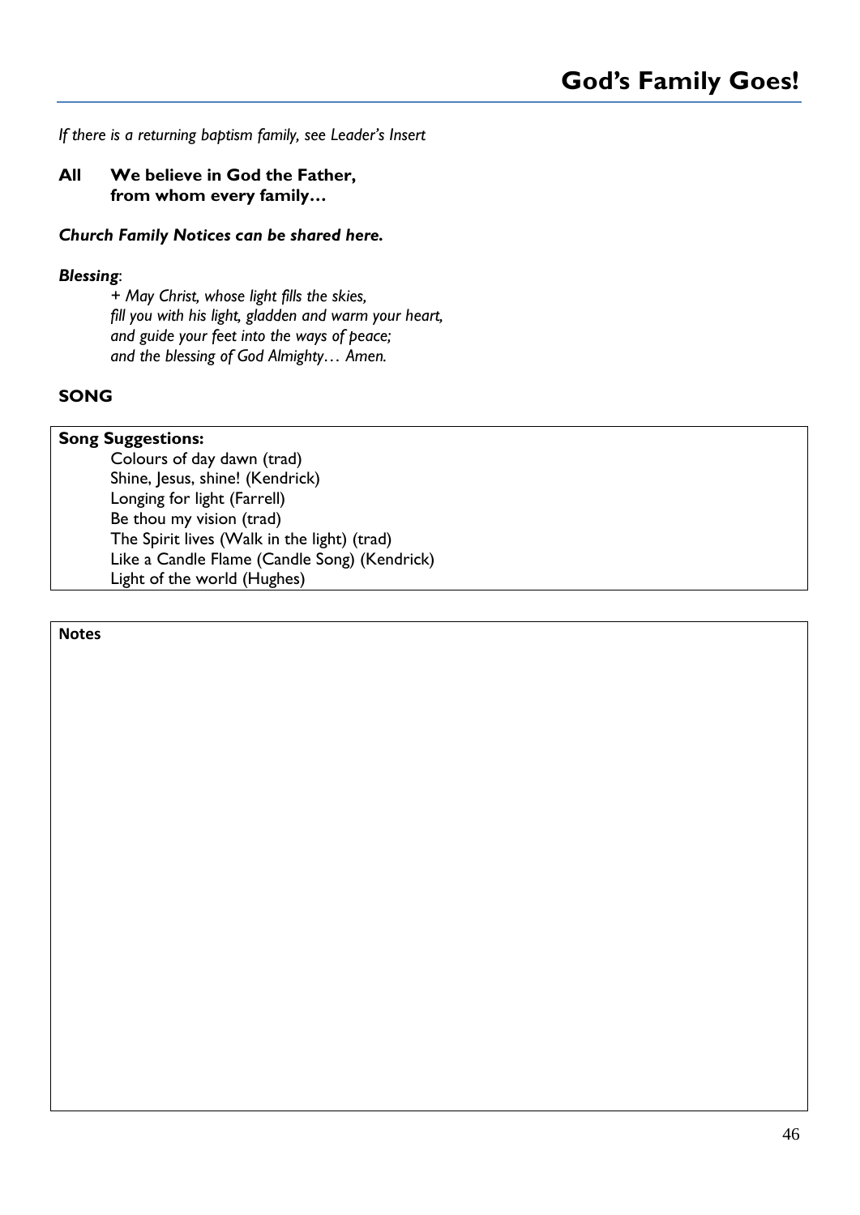*If there is a returning baptism family, see Leader's Insert*

**All We believe in God the Father,**
**from whom every family…**

***Church Family Notices can be shared here.***

***Blessing***:

*+ May Christ, whose light fills the skies,*
*fill you with his light, gladden and warm your heart,*
*and guide your feet into the ways of peace;*
*and the blessing of God Almighty… Amen.*

## SONG

**Song Suggestions:**

Colours of day dawn (trad)
Shine, Jesus, shine! (Kendrick)
Longing for light (Farrell)
Be thou my vision (trad)
The Spirit lives (Walk in the light) (trad)
Like a Candle Flame (Candle Song) (Kendrick)
Light of the world (Hughes)

**Notes**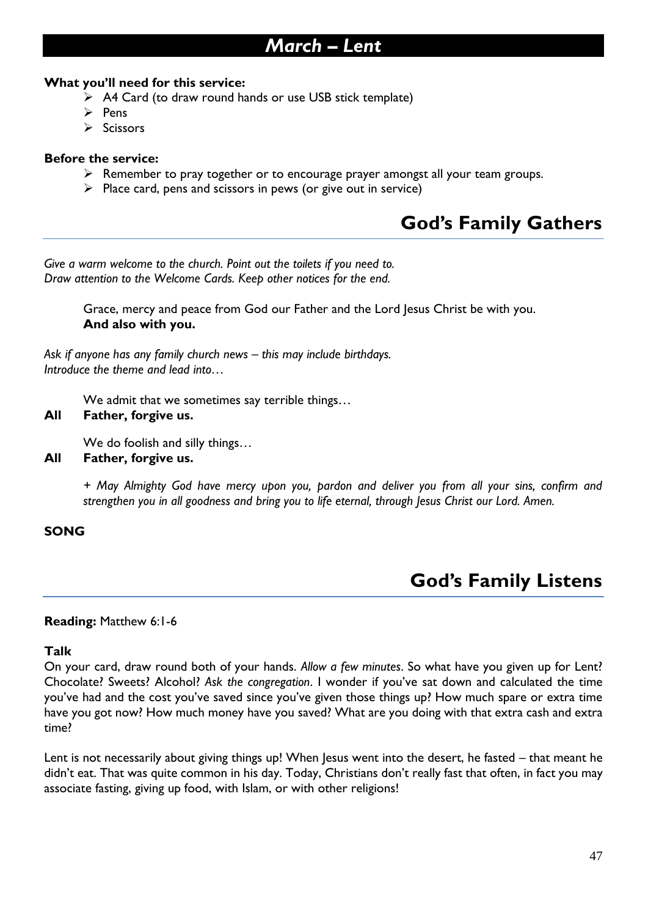# March – Lent

**What you'll need for this service:**

- A4 Card (to draw round hands or use USB stick template)
- Pens
- Scissors

**Before the service:**

- Remember to pray together or to encourage prayer amongst all your team groups.
- Place card, pens and scissors in pews (or give out in service)

## God's Family Gathers

*Give a warm welcome to the church. Point out the toilets if you need to.*
*Draw attention to the Welcome Cards. Keep other notices for the end.*

Grace, mercy and peace from God our Father and the Lord Jesus Christ be with you.
**And also with you.**

*Ask if anyone has any family church news – this may include birthdays.*
*Introduce the theme and lead into…*

We admit that we sometimes say terrible things…
**All Father, forgive us.**

We do foolish and silly things…
**All Father, forgive us.**

*+ May Almighty God have mercy upon you, pardon and deliver you from all your sins, confirm and strengthen you in all goodness and bring you to life eternal, through Jesus Christ our Lord. Amen.*

**SONG**

## God's Family Listens

**Reading:** Matthew 6:1-6

**Talk**

On your card, draw round both of your hands. *Allow a few minutes*. So what have you given up for Lent? Chocolate? Sweets? Alcohol? *Ask the congregation*. I wonder if you've sat down and calculated the time you've had and the cost you've saved since you've given those things up? How much spare or extra time have you got now? How much money have you saved? What are you doing with that extra cash and extra time?

Lent is not necessarily about giving things up! When Jesus went into the desert, he fasted – that meant he didn't eat. That was quite common in his day. Today, Christians don't really fast that often, in fact you may associate fasting, giving up food, with Islam, or with other religions!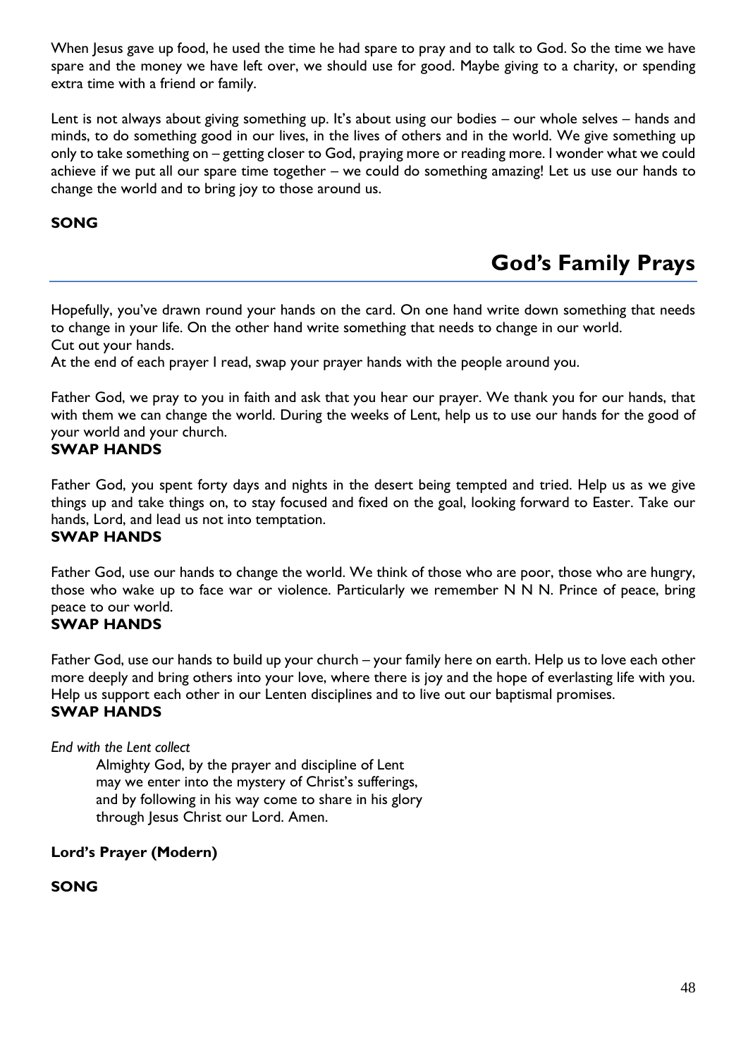When Jesus gave up food, he used the time he had spare to pray and to talk to God. So the time we have spare and the money we have left over, we should use for good. Maybe giving to a charity, or spending extra time with a friend or family.

Lent is not always about giving something up. It's about using our bodies – our whole selves – hands and minds, to do something good in our lives, in the lives of others and in the world. We give something up only to take something on – getting closer to God, praying more or reading more. I wonder what we could achieve if we put all our spare time together – we could do something amazing! Let us use our hands to change the world and to bring joy to those around us.

**SONG**

## God's Family Prays

Hopefully, you've drawn round your hands on the card. On one hand write down something that needs to change in your life. On the other hand write something that needs to change in our world.
Cut out your hands.
At the end of each prayer I read, swap your prayer hands with the people around you.

Father God, we pray to you in faith and ask that you hear our prayer. We thank you for our hands, that with them we can change the world. During the weeks of Lent, help us to use our hands for the good of your world and your church.
**SWAP HANDS**

Father God, you spent forty days and nights in the desert being tempted and tried. Help us as we give things up and take things on, to stay focused and fixed on the goal, looking forward to Easter. Take our hands, Lord, and lead us not into temptation.
**SWAP HANDS**

Father God, use our hands to change the world. We think of those who are poor, those who are hungry, those who wake up to face war or violence. Particularly we remember N N N. Prince of peace, bring peace to our world.
**SWAP HANDS**

Father God, use our hands to build up your church – your family here on earth. Help us to love each other more deeply and bring others into your love, where there is joy and the hope of everlasting life with you. Help us support each other in our Lenten disciplines and to live out our baptismal promises.
**SWAP HANDS**

*End with the Lent collect*

> Almighty God, by the prayer and discipline of Lent
> may we enter into the mystery of Christ's sufferings,
> and by following in his way come to share in his glory
> through Jesus Christ our Lord. Amen.

**Lord's Prayer (Modern)**

**SONG**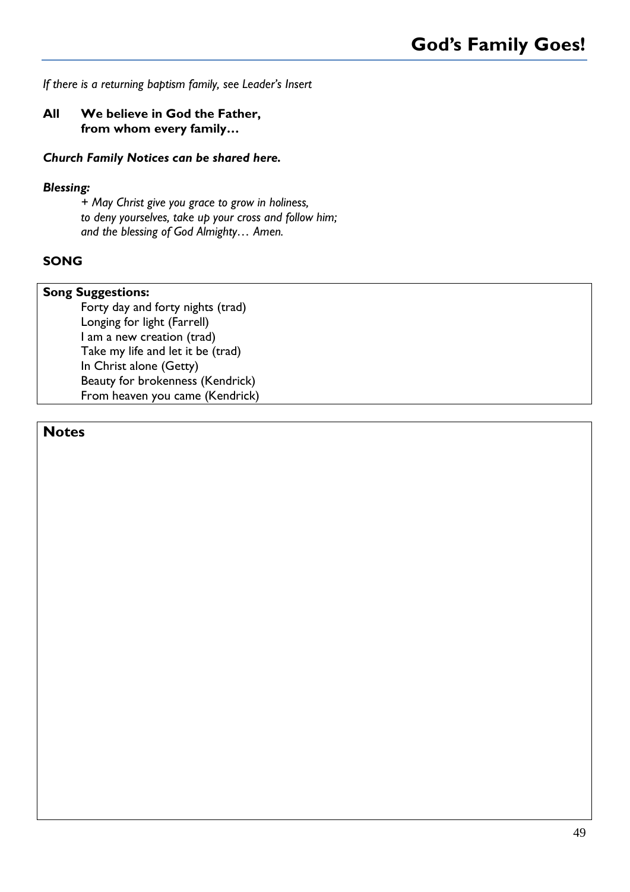## God's Family Goes!

*If there is a returning baptism family, see Leader's Insert*

**All We believe in God the Father,
from whom every family…**

***Church Family Notices can be shared here.***

***Blessing:***

*+ May Christ give you grace to grow in holiness,
to deny yourselves, take up your cross and follow him;
and the blessing of God Almighty… Amen.*

**SONG**

**Song Suggestions:**

Forty day and forty nights (trad)
Longing for light (Farrell)
I am a new creation (trad)
Take my life and let it be (trad)
In Christ alone (Getty)
Beauty for brokenness (Kendrick)
From heaven you came (Kendrick)

**Notes**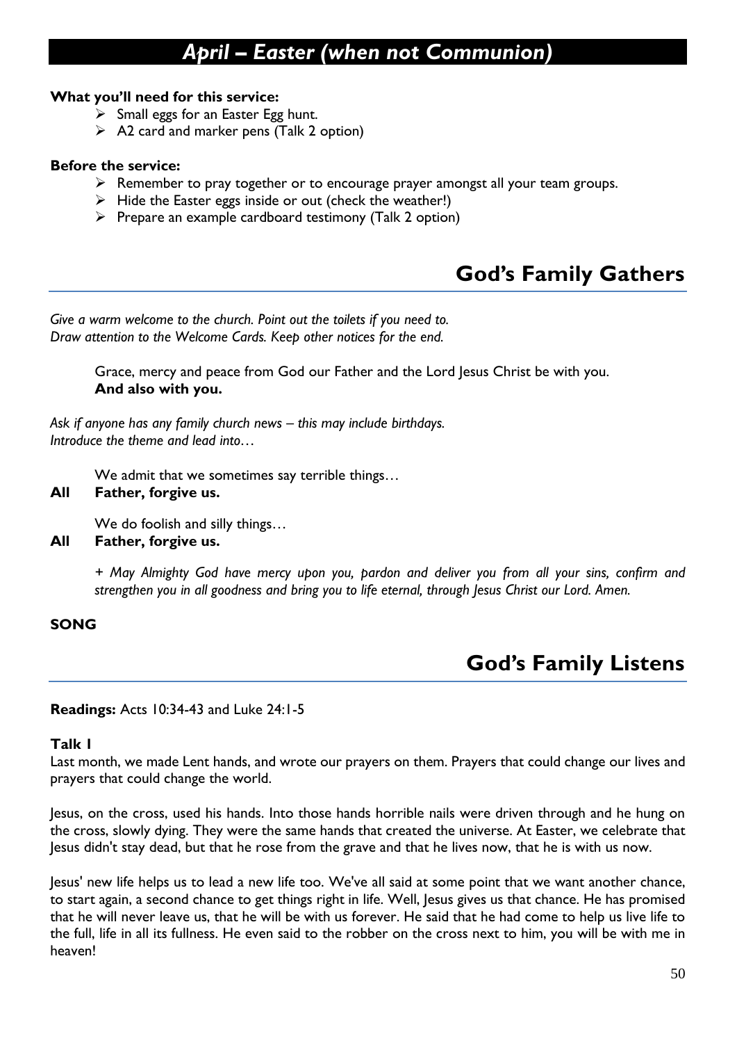# *April – Easter (when not Communion)*

**What you'll need for this service:**

- Small eggs for an Easter Egg hunt.
- A2 card and marker pens (Talk 2 option)

**Before the service:**

- Remember to pray together or to encourage prayer amongst all your team groups.
- Hide the Easter eggs inside or out (check the weather!)
- Prepare an example cardboard testimony (Talk 2 option)

## God's Family Gathers

*Give a warm welcome to the church. Point out the toilets if you need to.*
*Draw attention to the Welcome Cards. Keep other notices for the end.*

Grace, mercy and peace from God our Father and the Lord Jesus Christ be with you.
**And also with you.**

*Ask if anyone has any family church news – this may include birthdays.*
*Introduce the theme and lead into…*

We admit that we sometimes say terrible things…
**All Father, forgive us.**

We do foolish and silly things…
**All Father, forgive us.**

*+ May Almighty God have mercy upon you, pardon and deliver you from all your sins, confirm and strengthen you in all goodness and bring you to life eternal, through Jesus Christ our Lord. Amen.*

**SONG**

## God's Family Listens

**Readings:** Acts 10:34-43 and Luke 24:1-5

**Talk 1**

Last month, we made Lent hands, and wrote our prayers on them. Prayers that could change our lives and prayers that could change the world.

Jesus, on the cross, used his hands. Into those hands horrible nails were driven through and he hung on the cross, slowly dying. They were the same hands that created the universe. At Easter, we celebrate that Jesus didn't stay dead, but that he rose from the grave and that he lives now, that he is with us now.

Jesus' new life helps us to lead a new life too. We've all said at some point that we want another chance, to start again, a second chance to get things right in life. Well, Jesus gives us that chance. He has promised that he will never leave us, that he will be with us forever. He said that he had come to help us live life to the full, life in all its fullness. He even said to the robber on the cross next to him, you will be with me in heaven!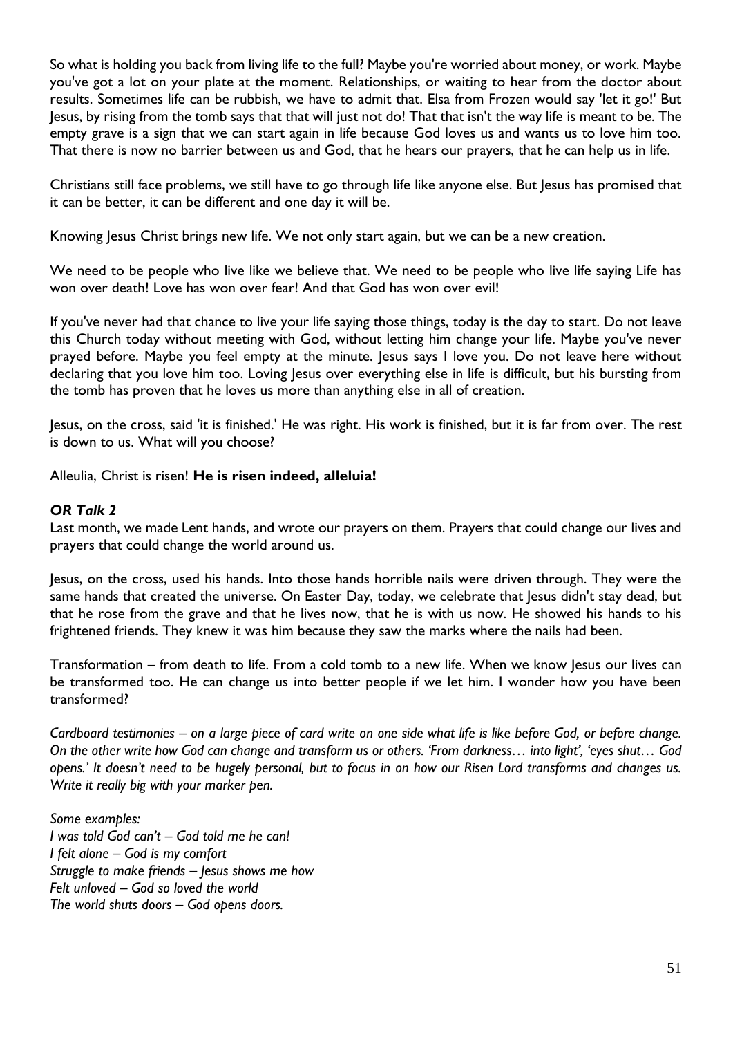So what is holding you back from living life to the full? Maybe you're worried about money, or work. Maybe you've got a lot on your plate at the moment. Relationships, or waiting to hear from the doctor about results. Sometimes life can be rubbish, we have to admit that. Elsa from Frozen would say 'let it go!' But Jesus, by rising from the tomb says that that will just not do! That that isn't the way life is meant to be. The empty grave is a sign that we can start again in life because God loves us and wants us to love him too. That there is now no barrier between us and God, that he hears our prayers, that he can help us in life.

Christians still face problems, we still have to go through life like anyone else. But Jesus has promised that it can be better, it can be different and one day it will be.

Knowing Jesus Christ brings new life. We not only start again, but we can be a new creation.

We need to be people who live like we believe that. We need to be people who live life saying Life has won over death! Love has won over fear! And that God has won over evil!

If you've never had that chance to live your life saying those things, today is the day to start. Do not leave this Church today without meeting with God, without letting him change your life. Maybe you've never prayed before. Maybe you feel empty at the minute. Jesus says I love you. Do not leave here without declaring that you love him too. Loving Jesus over everything else in life is difficult, but his bursting from the tomb has proven that he loves us more than anything else in all of creation.

Jesus, on the cross, said 'it is finished.' He was right. His work is finished, but it is far from over. The rest is down to us. What will you choose?

Alleulia, Christ is risen! **He is risen indeed, alleluia!**

***OR Talk 2***

Last month, we made Lent hands, and wrote our prayers on them. Prayers that could change our lives and prayers that could change the world around us.

Jesus, on the cross, used his hands. Into those hands horrible nails were driven through. They were the same hands that created the universe. On Easter Day, today, we celebrate that Jesus didn't stay dead, but that he rose from the grave and that he lives now, that he is with us now. He showed his hands to his frightened friends. They knew it was him because they saw the marks where the nails had been.

Transformation – from death to life. From a cold tomb to a new life. When we know Jesus our lives can be transformed too. He can change us into better people if we let him. I wonder how you have been transformed?

*Cardboard testimonies – on a large piece of card write on one side what life is like before God, or before change. On the other write how God can change and transform us or others. 'From darkness… into light', 'eyes shut… God opens.' It doesn't need to be hugely personal, but to focus in on how our Risen Lord transforms and changes us. Write it really big with your marker pen.*

*Some examples:*
*I was told God can't – God told me he can!*
*I felt alone – God is my comfort*
*Struggle to make friends – Jesus shows me how*
*Felt unloved – God so loved the world*
*The world shuts doors – God opens doors.*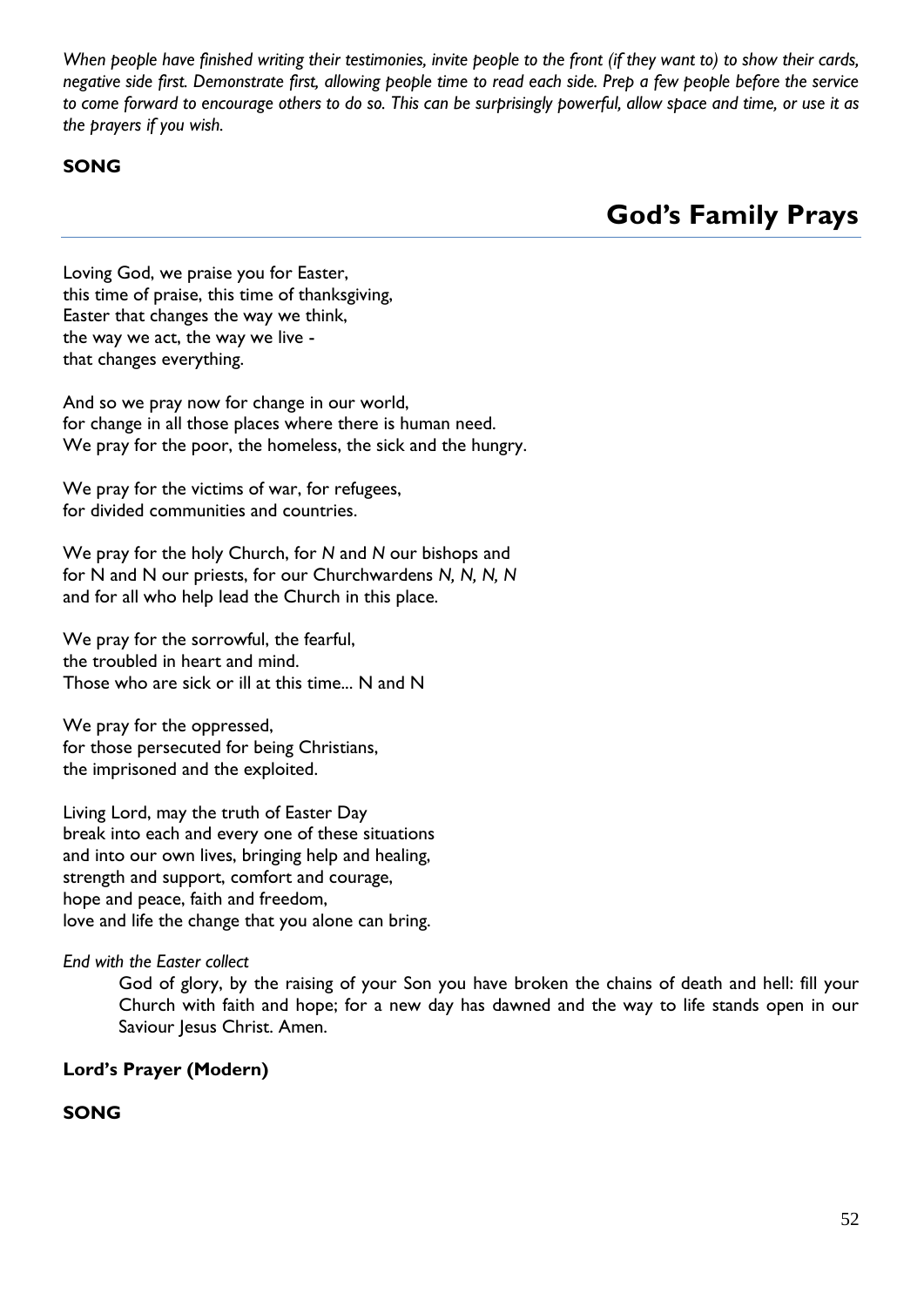*When people have finished writing their testimonies, invite people to the front (if they want to) to show their cards, negative side first. Demonstrate first, allowing people time to read each side. Prep a few people before the service to come forward to encourage others to do so. This can be surprisingly powerful, allow space and time, or use it as the prayers if you wish.*

**SONG**

## God's Family Prays

Loving God, we praise you for Easter,
this time of praise, this time of thanksgiving,
Easter that changes the way we think,
the way we act, the way we live -
that changes everything.

And so we pray now for change in our world,
for change in all those places where there is human need.
We pray for the poor, the homeless, the sick and the hungry.

We pray for the victims of war, for refugees,
for divided communities and countries.

We pray for the holy Church, for *N* and *N* our bishops and
for N and N our priests, for our Churchwardens *N, N, N, N*
and for all who help lead the Church in this place.

We pray for the sorrowful, the fearful,
the troubled in heart and mind.
Those who are sick or ill at this time... N and N

We pray for the oppressed,
for those persecuted for being Christians,
the imprisoned and the exploited.

Living Lord, may the truth of Easter Day
break into each and every one of these situations
and into our own lives, bringing help and healing,
strength and support, comfort and courage,
hope and peace, faith and freedom,
love and life the change that you alone can bring.

*End with the Easter collect*

> God of glory, by the raising of your Son you have broken the chains of death and hell: fill your Church with faith and hope; for a new day has dawned and the way to life stands open in our Saviour Jesus Christ. Amen.

**Lord's Prayer (Modern)**

**SONG**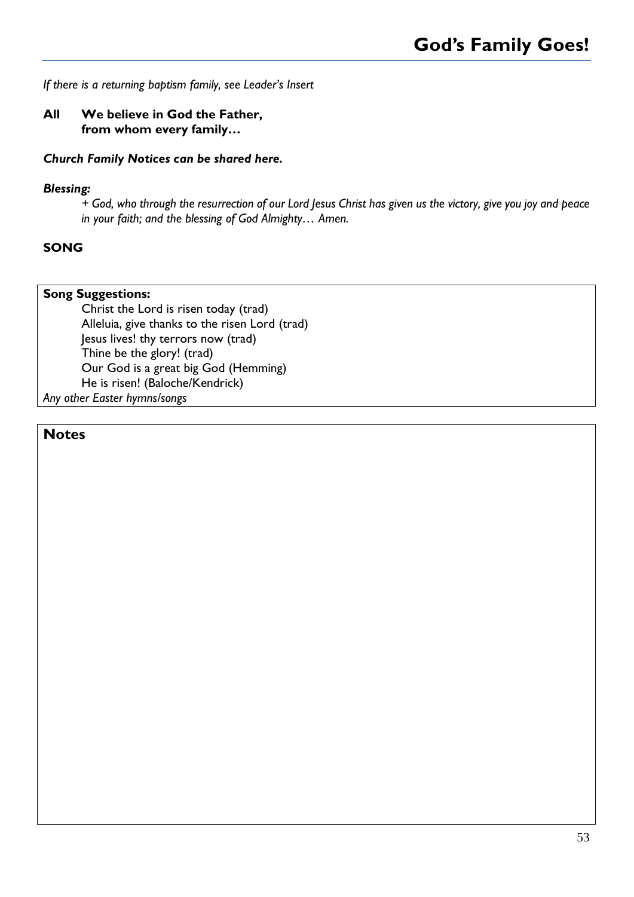*If there is a returning baptism family, see Leader's Insert*

**All We believe in God the Father,
from whom every family…**

***Church Family Notices can be shared here.***

***Blessing:***

*+ God, who through the resurrection of our Lord Jesus Christ has given us the victory, give you joy and peace in your faith; and the blessing of God Almighty… Amen.*

**SONG**

**Song Suggestions:**

Christ the Lord is risen today (trad)
Alleluia, give thanks to the risen Lord (trad)
Jesus lives! thy terrors now (trad)
Thine be the glory! (trad)
Our God is a great big God (Hemming)
He is risen! (Baloche/Kendrick)

*Any other Easter hymns/songs*

**Notes**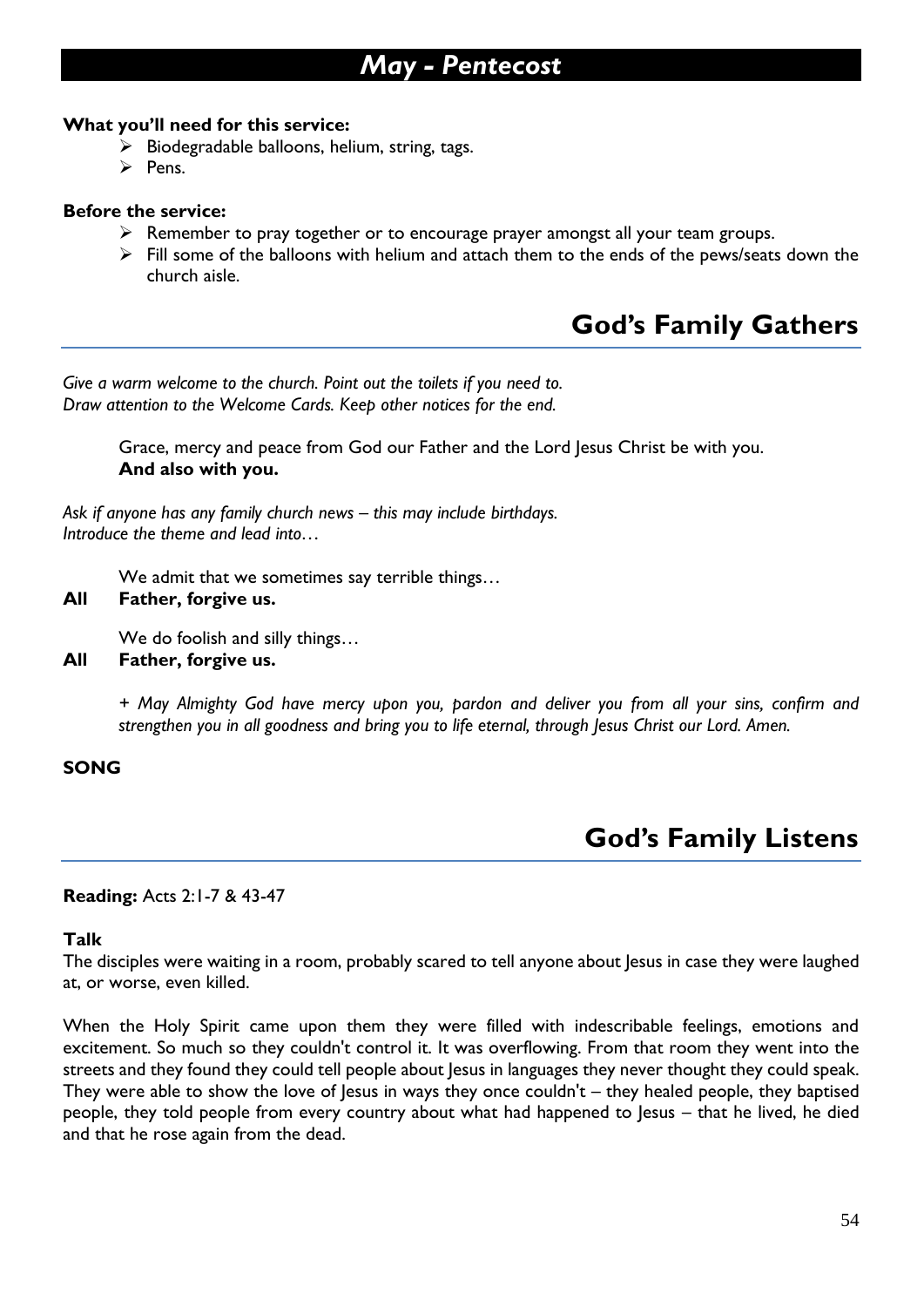# *May - Pentecost*

**What you'll need for this service:**

- Biodegradable balloons, helium, string, tags.
- Pens.

**Before the service:**

- Remember to pray together or to encourage prayer amongst all your team groups.
- Fill some of the balloons with helium and attach them to the ends of the pews/seats down the church aisle.

## God's Family Gathers

*Give a warm welcome to the church. Point out the toilets if you need to.*
*Draw attention to the Welcome Cards. Keep other notices for the end.*

Grace, mercy and peace from God our Father and the Lord Jesus Christ be with you.
**And also with you.**

*Ask if anyone has any family church news – this may include birthdays.*
*Introduce the theme and lead into…*

We admit that we sometimes say terrible things…
**All Father, forgive us.**

We do foolish and silly things…
**All Father, forgive us.**

*+ May Almighty God have mercy upon you, pardon and deliver you from all your sins, confirm and strengthen you in all goodness and bring you to life eternal, through Jesus Christ our Lord. Amen.*

**SONG**

## God's Family Listens

**Reading:** Acts 2:1-7 & 43-47

**Talk**

The disciples were waiting in a room, probably scared to tell anyone about Jesus in case they were laughed at, or worse, even killed.

When the Holy Spirit came upon them they were filled with indescribable feelings, emotions and excitement. So much so they couldn't control it. It was overflowing. From that room they went into the streets and they found they could tell people about Jesus in languages they never thought they could speak. They were able to show the love of Jesus in ways they once couldn't – they healed people, they baptised people, they told people from every country about what had happened to Jesus – that he lived, he died and that he rose again from the dead.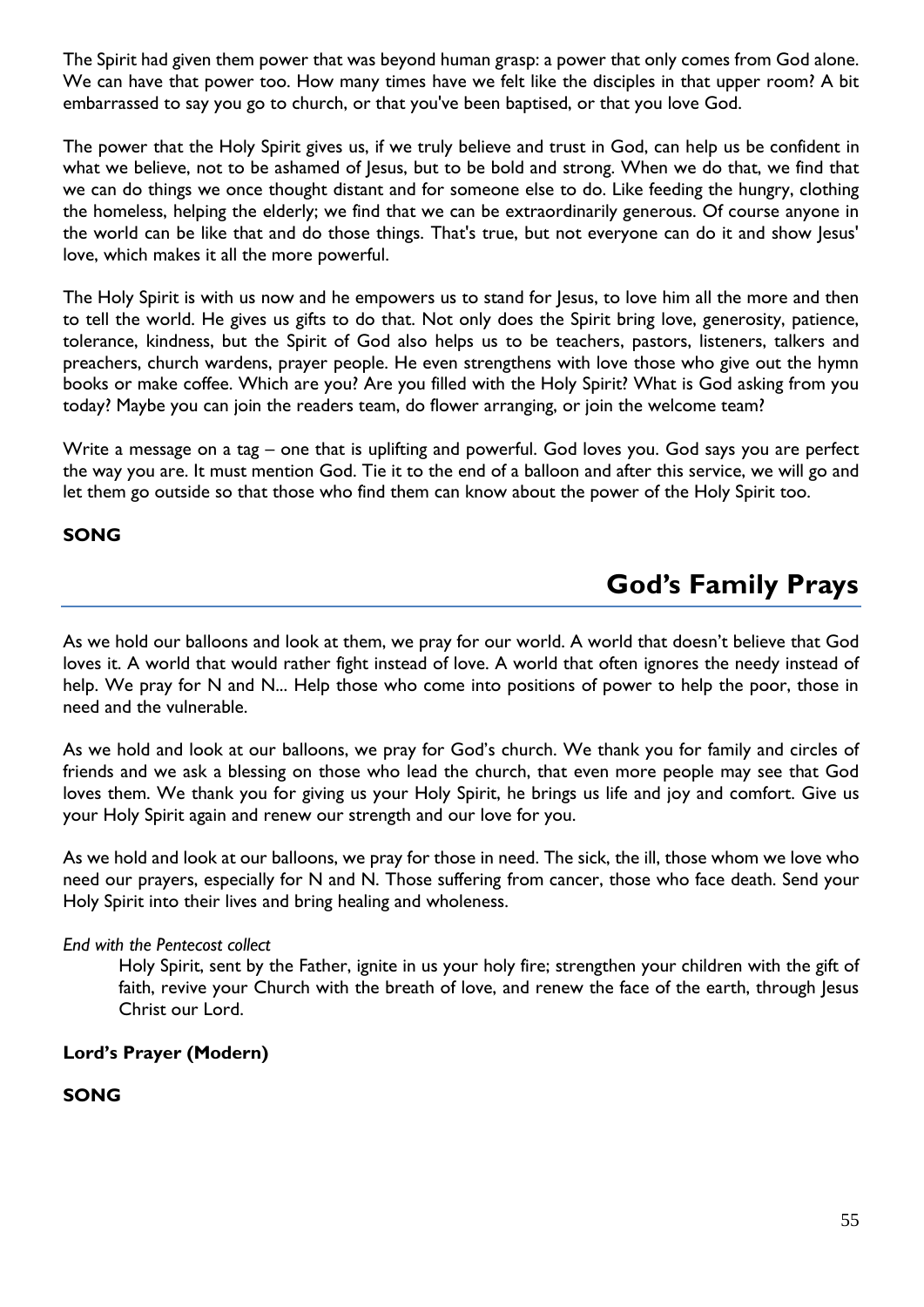The Spirit had given them power that was beyond human grasp: a power that only comes from God alone. We can have that power too. How many times have we felt like the disciples in that upper room? A bit embarrassed to say you go to church, or that you've been baptised, or that you love God.

The power that the Holy Spirit gives us, if we truly believe and trust in God, can help us be confident in what we believe, not to be ashamed of Jesus, but to be bold and strong. When we do that, we find that we can do things we once thought distant and for someone else to do. Like feeding the hungry, clothing the homeless, helping the elderly; we find that we can be extraordinarily generous. Of course anyone in the world can be like that and do those things. That's true, but not everyone can do it and show Jesus' love, which makes it all the more powerful.

The Holy Spirit is with us now and he empowers us to stand for Jesus, to love him all the more and then to tell the world. He gives us gifts to do that. Not only does the Spirit bring love, generosity, patience, tolerance, kindness, but the Spirit of God also helps us to be teachers, pastors, listeners, talkers and preachers, church wardens, prayer people. He even strengthens with love those who give out the hymn books or make coffee. Which are you? Are you filled with the Holy Spirit? What is God asking from you today? Maybe you can join the readers team, do flower arranging, or join the welcome team?

Write a message on a tag – one that is uplifting and powerful. God loves you. God says you are perfect the way you are. It must mention God. Tie it to the end of a balloon and after this service, we will go and let them go outside so that those who find them can know about the power of the Holy Spirit too.

**SONG**

## God's Family Prays

As we hold our balloons and look at them, we pray for our world. A world that doesn't believe that God loves it. A world that would rather fight instead of love. A world that often ignores the needy instead of help. We pray for N and N... Help those who come into positions of power to help the poor, those in need and the vulnerable.

As we hold and look at our balloons, we pray for God's church. We thank you for family and circles of friends and we ask a blessing on those who lead the church, that even more people may see that God loves them. We thank you for giving us your Holy Spirit, he brings us life and joy and comfort. Give us your Holy Spirit again and renew our strength and our love for you.

As we hold and look at our balloons, we pray for those in need. The sick, the ill, those whom we love who need our prayers, especially for N and N. Those suffering from cancer, those who face death. Send your Holy Spirit into their lives and bring healing and wholeness.

*End with the Pentecost collect*

> Holy Spirit, sent by the Father, ignite in us your holy fire; strengthen your children with the gift of faith, revive your Church with the breath of love, and renew the face of the earth, through Jesus Christ our Lord.

**Lord's Prayer (Modern)**

**SONG**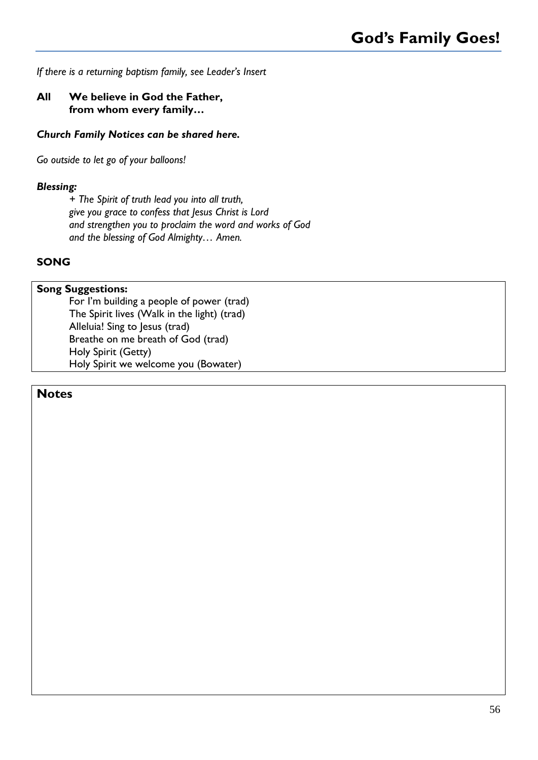# God's Family Goes!

*If there is a returning baptism family, see Leader's Insert*

**All We believe in God the Father,**
**from whom every family…**

***Church Family Notices can be shared here.***

*Go outside to let go of your balloons!*

***Blessing:***

*+ The Spirit of truth lead you into all truth,*
*give you grace to confess that Jesus Christ is Lord*
*and strengthen you to proclaim the word and works of God*
*and the blessing of God Almighty… Amen.*

**SONG**

**Song Suggestions:**

For I'm building a people of power (trad)
The Spirit lives (Walk in the light) (trad)
Alleluia! Sing to Jesus (trad)
Breathe on me breath of God (trad)
Holy Spirit (Getty)
Holy Spirit we welcome you (Bowater)

## Notes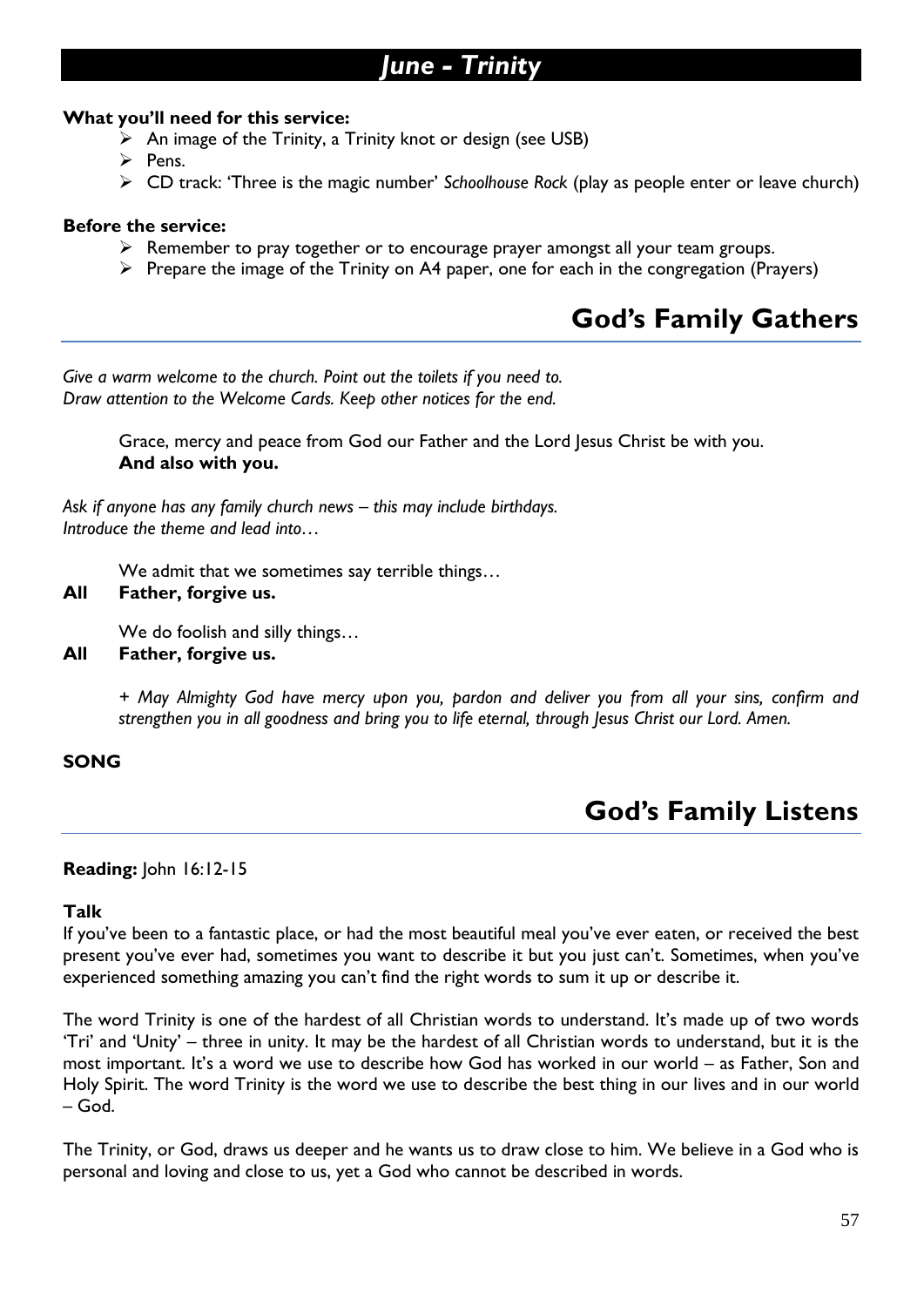# *June - Trinity*

**What you'll need for this service:**

- An image of the Trinity, a Trinity knot or design (see USB)
- Pens.
- CD track: 'Three is the magic number' *Schoolhouse Rock* (play as people enter or leave church)

**Before the service:**

- Remember to pray together or to encourage prayer amongst all your team groups.
- Prepare the image of the Trinity on A4 paper, one for each in the congregation (Prayers)

## God's Family Gathers

*Give a warm welcome to the church. Point out the toilets if you need to.*
*Draw attention to the Welcome Cards. Keep other notices for the end.*

Grace, mercy and peace from God our Father and the Lord Jesus Christ be with you.
**And also with you.**

*Ask if anyone has any family church news – this may include birthdays.*
*Introduce the theme and lead into…*

We admit that we sometimes say terrible things…
**All Father, forgive us.**

We do foolish and silly things…
**All Father, forgive us.**

*+ May Almighty God have mercy upon you, pardon and deliver you from all your sins, confirm and strengthen you in all goodness and bring you to life eternal, through Jesus Christ our Lord. Amen.*

**SONG**

## God's Family Listens

**Reading:** John 16:12-15

**Talk**

If you've been to a fantastic place, or had the most beautiful meal you've ever eaten, or received the best present you've ever had, sometimes you want to describe it but you just can't. Sometimes, when you've experienced something amazing you can't find the right words to sum it up or describe it.

The word Trinity is one of the hardest of all Christian words to understand. It's made up of two words 'Tri' and 'Unity' – three in unity. It may be the hardest of all Christian words to understand, but it is the most important. It's a word we use to describe how God has worked in our world – as Father, Son and Holy Spirit. The word Trinity is the word we use to describe the best thing in our lives and in our world – God.

The Trinity, or God, draws us deeper and he wants us to draw close to him. We believe in a God who is personal and loving and close to us, yet a God who cannot be described in words.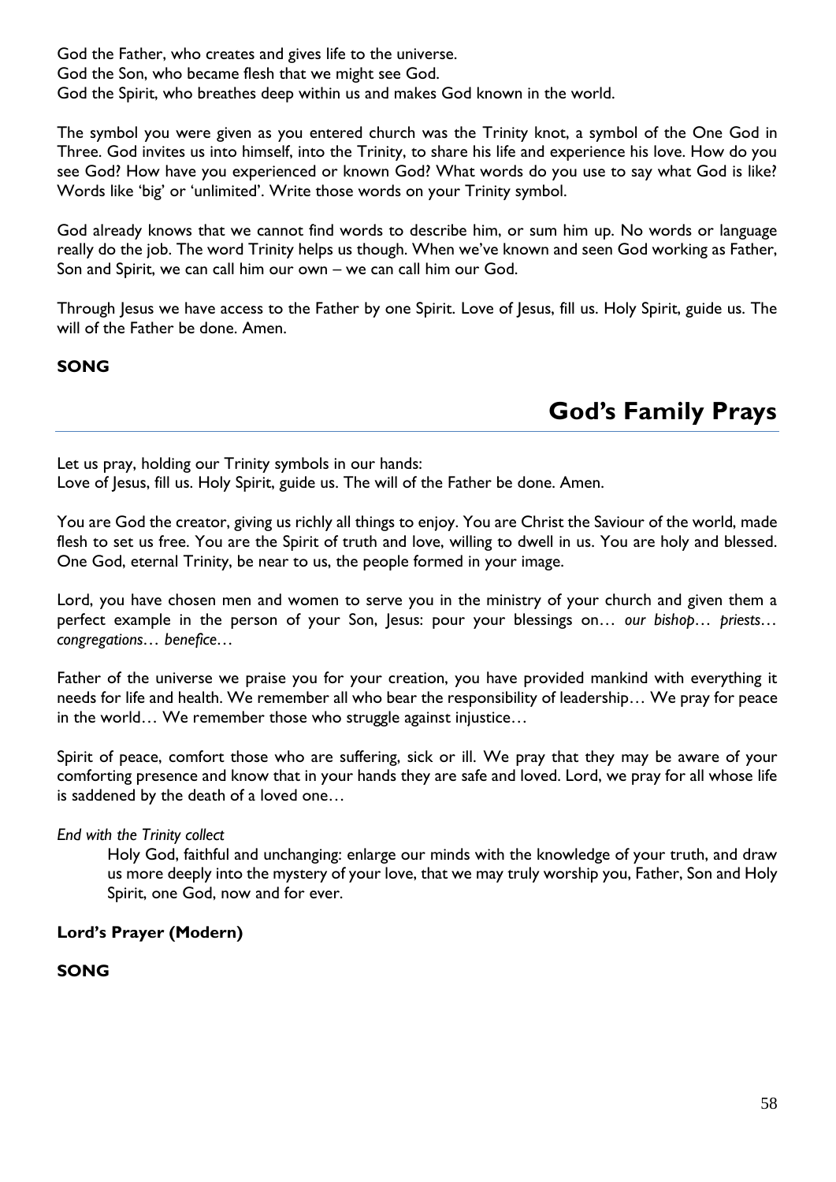God the Father, who creates and gives life to the universe.
God the Son, who became flesh that we might see God.
God the Spirit, who breathes deep within us and makes God known in the world.

The symbol you were given as you entered church was the Trinity knot, a symbol of the One God in Three. God invites us into himself, into the Trinity, to share his life and experience his love. How do you see God? How have you experienced or known God? What words do you use to say what God is like? Words like 'big' or 'unlimited'. Write those words on your Trinity symbol.

God already knows that we cannot find words to describe him, or sum him up. No words or language really do the job. The word Trinity helps us though. When we've known and seen God working as Father, Son and Spirit, we can call him our own – we can call him our God.

Through Jesus we have access to the Father by one Spirit. Love of Jesus, fill us. Holy Spirit, guide us. The will of the Father be done. Amen.

**SONG**

## God's Family Prays

Let us pray, holding our Trinity symbols in our hands:
Love of Jesus, fill us. Holy Spirit, guide us. The will of the Father be done. Amen.

You are God the creator, giving us richly all things to enjoy. You are Christ the Saviour of the world, made flesh to set us free. You are the Spirit of truth and love, willing to dwell in us. You are holy and blessed. One God, eternal Trinity, be near to us, the people formed in your image.

Lord, you have chosen men and women to serve you in the ministry of your church and given them a perfect example in the person of your Son, Jesus: pour your blessings on… *our bishop… priests… congregations… benefice…*

Father of the universe we praise you for your creation, you have provided mankind with everything it needs for life and health. We remember all who bear the responsibility of leadership… We pray for peace in the world… We remember those who struggle against injustice…

Spirit of peace, comfort those who are suffering, sick or ill. We pray that they may be aware of your comforting presence and know that in your hands they are safe and loved. Lord, we pray for all whose life is saddened by the death of a loved one…

*End with the Trinity collect*

> Holy God, faithful and unchanging: enlarge our minds with the knowledge of your truth, and draw us more deeply into the mystery of your love, that we may truly worship you, Father, Son and Holy Spirit, one God, now and for ever.

**Lord's Prayer (Modern)**

**SONG**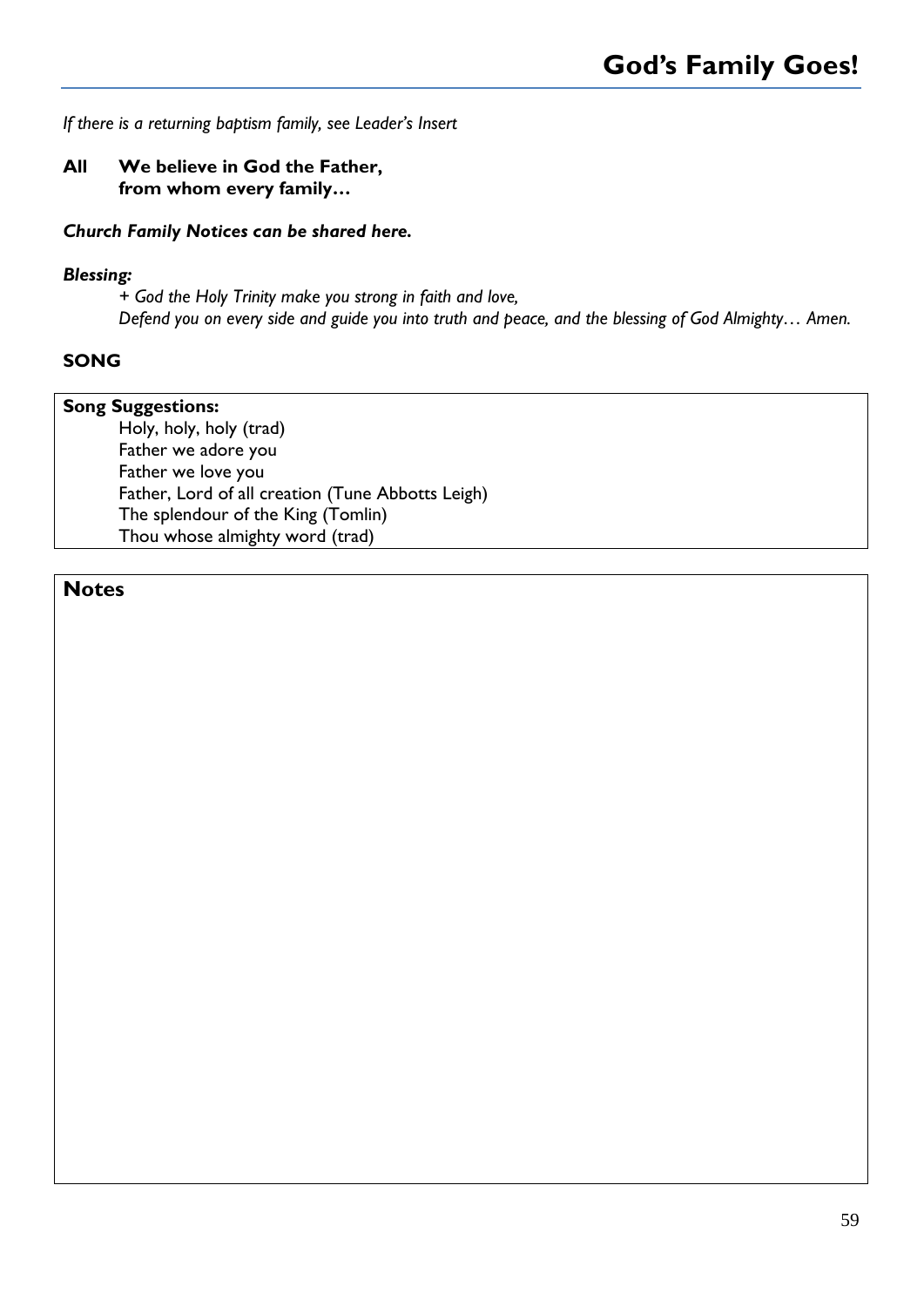*If there is a returning baptism family, see Leader's Insert*

**All We believe in God the Father,
from whom every family…**

***Church Family Notices can be shared here.***

***Blessing:***

*+ God the Holy Trinity make you strong in faith and love,
Defend you on every side and guide you into truth and peace, and the blessing of God Almighty… Amen.*

**SONG**

**Song Suggestions:**

Holy, holy, holy (trad)
Father we adore you
Father we love you
Father, Lord of all creation (Tune Abbotts Leigh)
The splendour of the King (Tomlin)
Thou whose almighty word (trad)

**Notes**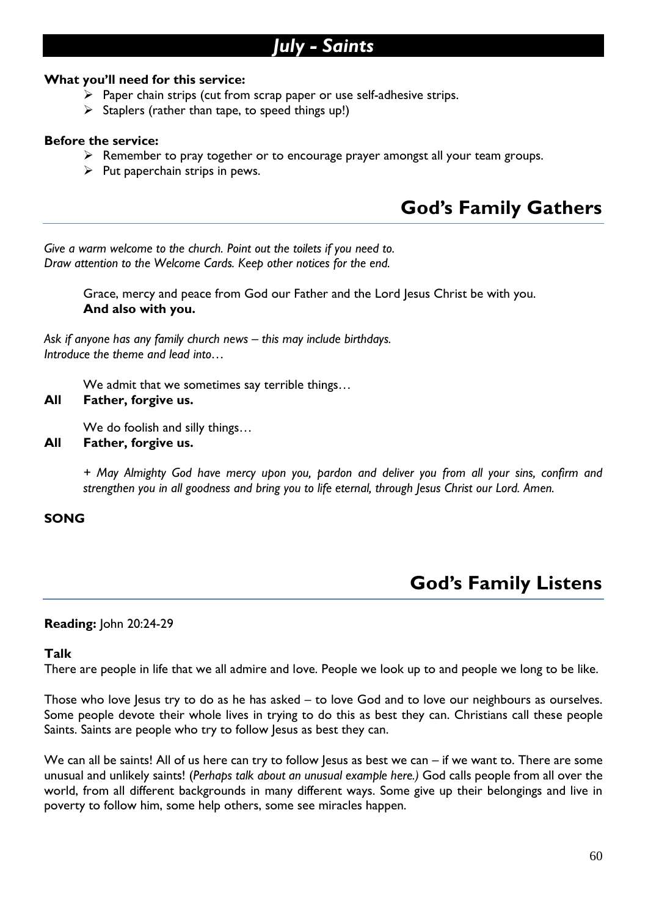# *July - Saints*

**What you'll need for this service:**

- Paper chain strips (cut from scrap paper or use self-adhesive strips.
- Staplers (rather than tape, to speed things up!)

**Before the service:**

- Remember to pray together or to encourage prayer amongst all your team groups.
- Put paperchain strips in pews.

## God's Family Gathers

*Give a warm welcome to the church. Point out the toilets if you need to.*
*Draw attention to the Welcome Cards. Keep other notices for the end.*

Grace, mercy and peace from God our Father and the Lord Jesus Christ be with you.
**And also with you.**

*Ask if anyone has any family church news – this may include birthdays.*
*Introduce the theme and lead into…*

We admit that we sometimes say terrible things…
**All Father, forgive us.**

We do foolish and silly things…
**All Father, forgive us.**

*+ May Almighty God have mercy upon you, pardon and deliver you from all your sins, confirm and strengthen you in all goodness and bring you to life eternal, through Jesus Christ our Lord. Amen.*

**SONG**

## God's Family Listens

**Reading:** John 20:24-29

**Talk**

There are people in life that we all admire and love. People we look up to and people we long to be like.

Those who love Jesus try to do as he has asked – to love God and to love our neighbours as ourselves. Some people devote their whole lives in trying to do this as best they can. Christians call these people Saints. Saints are people who try to follow Jesus as best they can.

We can all be saints! All of us here can try to follow Jesus as best we can – if we want to. There are some unusual and unlikely saints! (*Perhaps talk about an unusual example here.)* God calls people from all over the world, from all different backgrounds in many different ways. Some give up their belongings and live in poverty to follow him, some help others, some see miracles happen.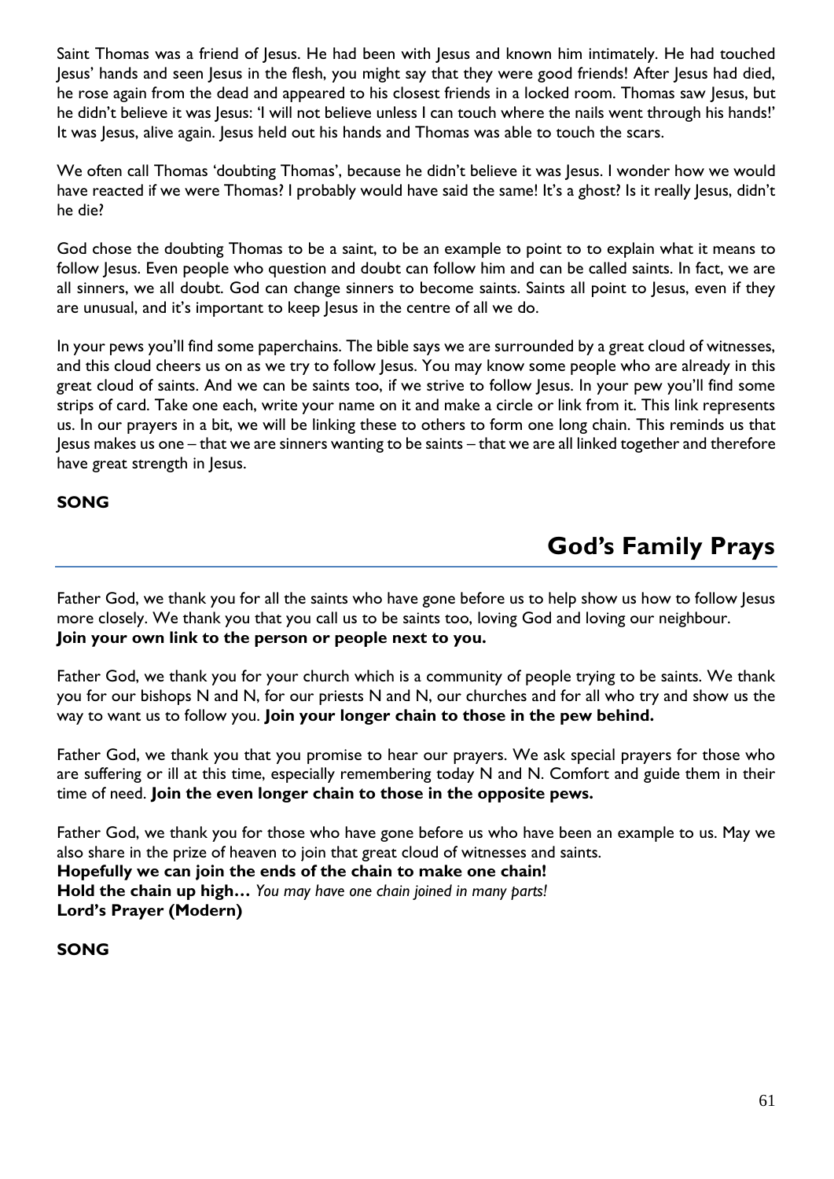Saint Thomas was a friend of Jesus. He had been with Jesus and known him intimately. He had touched Jesus' hands and seen Jesus in the flesh, you might say that they were good friends! After Jesus had died, he rose again from the dead and appeared to his closest friends in a locked room. Thomas saw Jesus, but he didn't believe it was Jesus: 'I will not believe unless I can touch where the nails went through his hands!' It was Jesus, alive again. Jesus held out his hands and Thomas was able to touch the scars.

We often call Thomas 'doubting Thomas', because he didn't believe it was Jesus. I wonder how we would have reacted if we were Thomas? I probably would have said the same! It's a ghost? Is it really Jesus, didn't he die?

God chose the doubting Thomas to be a saint, to be an example to point to to explain what it means to follow Jesus. Even people who question and doubt can follow him and can be called saints. In fact, we are all sinners, we all doubt. God can change sinners to become saints. Saints all point to Jesus, even if they are unusual, and it's important to keep Jesus in the centre of all we do.

In your pews you'll find some paperchains. The bible says we are surrounded by a great cloud of witnesses, and this cloud cheers us on as we try to follow Jesus. You may know some people who are already in this great cloud of saints. And we can be saints too, if we strive to follow Jesus. In your pew you'll find some strips of card. Take one each, write your name on it and make a circle or link from it. This link represents us. In our prayers in a bit, we will be linking these to others to form one long chain. This reminds us that Jesus makes us one – that we are sinners wanting to be saints – that we are all linked together and therefore have great strength in Jesus.

**SONG**

## God's Family Prays

Father God, we thank you for all the saints who have gone before us to help show us how to follow Jesus more closely. We thank you that you call us to be saints too, loving God and loving our neighbour.
**Join your own link to the person or people next to you.**

Father God, we thank you for your church which is a community of people trying to be saints. We thank you for our bishops N and N, for our priests N and N, our churches and for all who try and show us the way to want us to follow you. **Join your longer chain to those in the pew behind.**

Father God, we thank you that you promise to hear our prayers. We ask special prayers for those who are suffering or ill at this time, especially remembering today N and N. Comfort and guide them in their time of need. **Join the even longer chain to those in the opposite pews.**

Father God, we thank you for those who have gone before us who have been an example to us. May we also share in the prize of heaven to join that great cloud of witnesses and saints.
**Hopefully we can join the ends of the chain to make one chain!**
**Hold the chain up high…** *You may have one chain joined in many parts!*
**Lord's Prayer (Modern)**

**SONG**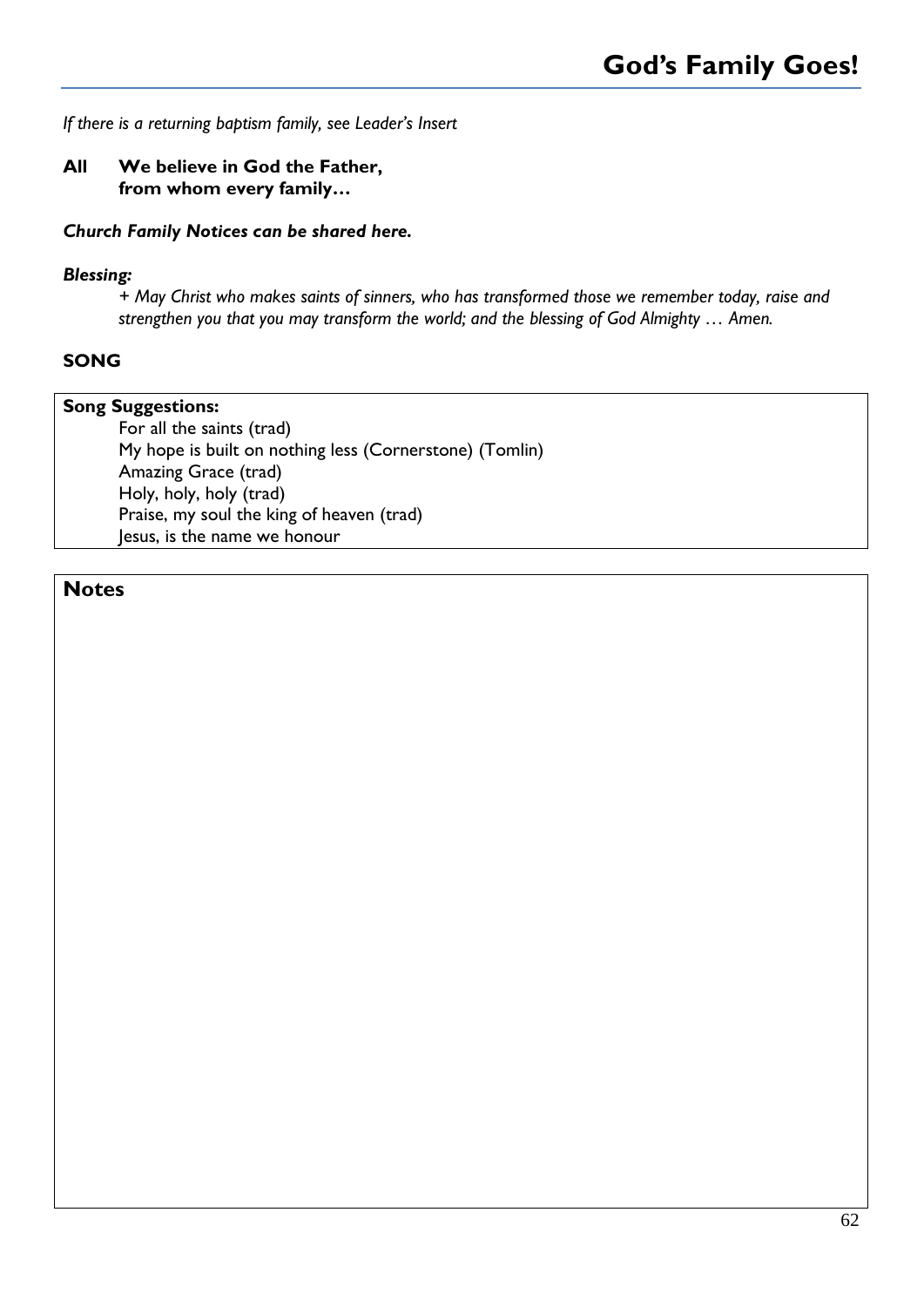*If there is a returning baptism family, see Leader's Insert*

**All We believe in God the Father,
from whom every family…**

***Church Family Notices can be shared here.***

***Blessing:***

*+ May Christ who makes saints of sinners, who has transformed those we remember today, raise and strengthen you that you may transform the world; and the blessing of God Almighty … Amen.*

**SONG**

**Song Suggestions:**

For all the saints (trad)
My hope is built on nothing less (Cornerstone) (Tomlin)
Amazing Grace (trad)
Holy, holy, holy (trad)
Praise, my soul the king of heaven (trad)
Jesus, is the name we honour

**Notes**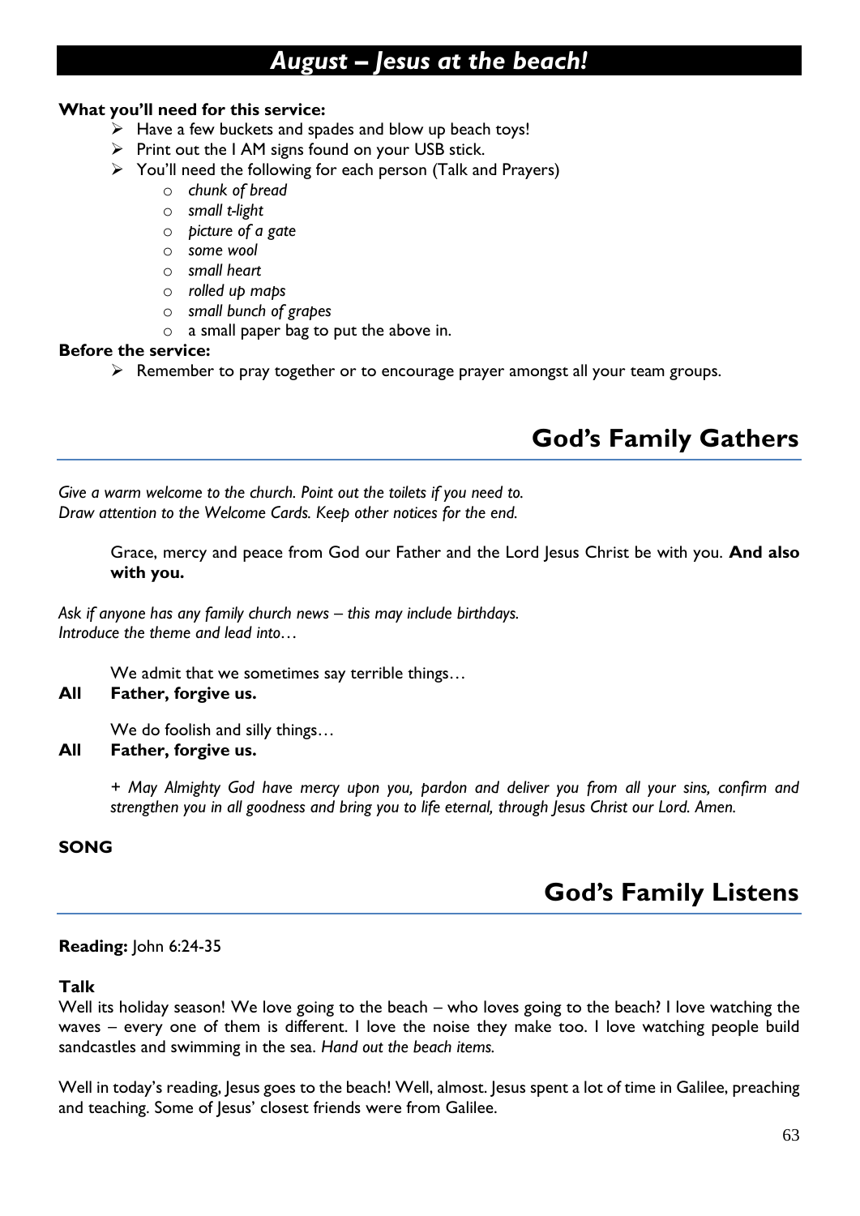# *August – Jesus at the beach!*

**What you'll need for this service:**

- Have a few buckets and spades and blow up beach toys!
- Print out the I AM signs found on your USB stick.
- You'll need the following for each person (Talk and Prayers)
  - *chunk of bread*
  - *small t-light*
  - *picture of a gate*
  - *some wool*
  - *small heart*
  - *rolled up maps*
  - *small bunch of grapes*
  - a small paper bag to put the above in.

**Before the service:**

- Remember to pray together or to encourage prayer amongst all your team groups.

## God's Family Gathers

*Give a warm welcome to the church. Point out the toilets if you need to.*
*Draw attention to the Welcome Cards. Keep other notices for the end.*

Grace, mercy and peace from God our Father and the Lord Jesus Christ be with you. **And also with you.**

*Ask if anyone has any family church news – this may include birthdays.*
*Introduce the theme and lead into…*

We admit that we sometimes say terrible things…

**All Father, forgive us.**

We do foolish and silly things…

**All Father, forgive us.**

*+ May Almighty God have mercy upon you, pardon and deliver you from all your sins, confirm and strengthen you in all goodness and bring you to life eternal, through Jesus Christ our Lord. Amen.*

**SONG**

## God's Family Listens

**Reading:** John 6:24-35

**Talk**

Well its holiday season! We love going to the beach – who loves going to the beach? I love watching the waves – every one of them is different. I love the noise they make too. I love watching people build sandcastles and swimming in the sea. *Hand out the beach items.*

Well in today's reading, Jesus goes to the beach! Well, almost. Jesus spent a lot of time in Galilee, preaching and teaching. Some of Jesus' closest friends were from Galilee.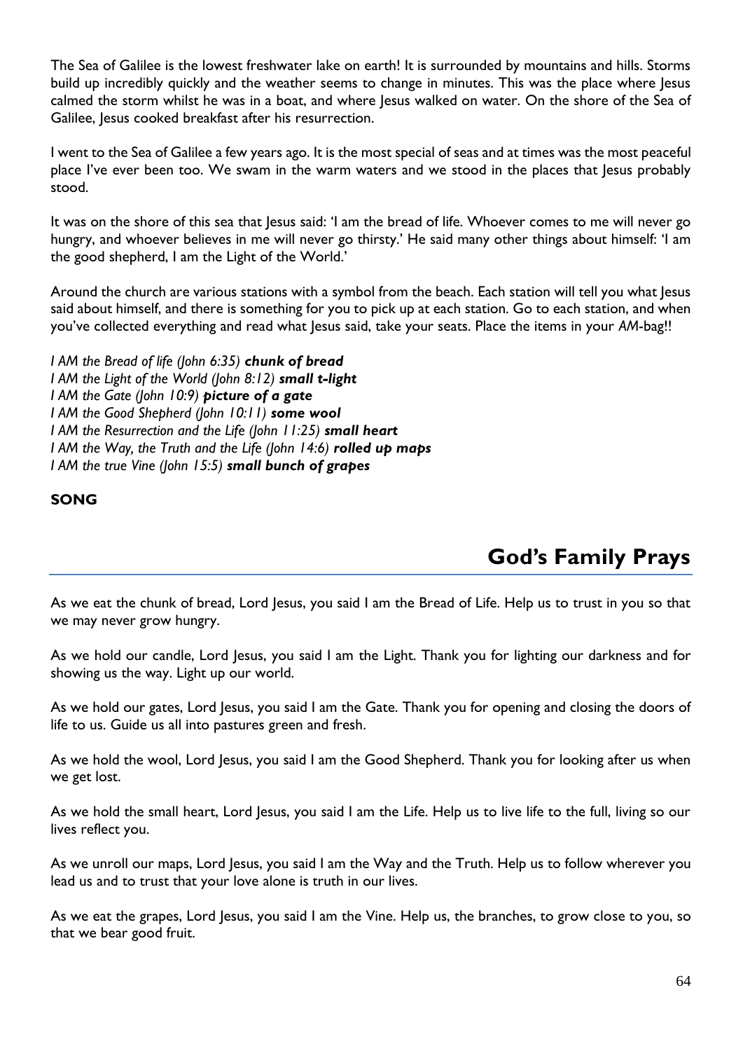The Sea of Galilee is the lowest freshwater lake on earth! It is surrounded by mountains and hills. Storms build up incredibly quickly and the weather seems to change in minutes. This was the place where Jesus calmed the storm whilst he was in a boat, and where Jesus walked on water. On the shore of the Sea of Galilee, Jesus cooked breakfast after his resurrection.

I went to the Sea of Galilee a few years ago. It is the most special of seas and at times was the most peaceful place I've ever been too. We swam in the warm waters and we stood in the places that Jesus probably stood.

It was on the shore of this sea that Jesus said: 'I am the bread of life. Whoever comes to me will never go hungry, and whoever believes in me will never go thirsty.' He said many other things about himself: 'I am the good shepherd, I am the Light of the World.'

Around the church are various stations with a symbol from the beach. Each station will tell you what Jesus said about himself, and there is something for you to pick up at each station. Go to each station, and when you've collected everything and read what Jesus said, take your seats. Place the items in your *AM*-bag!!

*I AM the Bread of life (John 6:35)* ***chunk of bread***
*I AM the Light of the World (John 8:12)* ***small t-light***
*I AM the Gate (John 10:9)* ***picture of a gate***
*I AM the Good Shepherd (John 10:11)* ***some wool***
*I AM the Resurrection and the Life (John 11:25)* ***small heart***
*I AM the Way, the Truth and the Life (John 14:6)* ***rolled up maps***
*I AM the true Vine (John 15:5)* ***small bunch of grapes***

**SONG**

## God's Family Prays

As we eat the chunk of bread, Lord Jesus, you said I am the Bread of Life. Help us to trust in you so that we may never grow hungry.

As we hold our candle, Lord Jesus, you said I am the Light. Thank you for lighting our darkness and for showing us the way. Light up our world.

As we hold our gates, Lord Jesus, you said I am the Gate. Thank you for opening and closing the doors of life to us. Guide us all into pastures green and fresh.

As we hold the wool, Lord Jesus, you said I am the Good Shepherd. Thank you for looking after us when we get lost.

As we hold the small heart, Lord Jesus, you said I am the Life. Help us to live life to the full, living so our lives reflect you.

As we unroll our maps, Lord Jesus, you said I am the Way and the Truth. Help us to follow wherever you lead us and to trust that your love alone is truth in our lives.

As we eat the grapes, Lord Jesus, you said I am the Vine. Help us, the branches, to grow close to you, so that we bear good fruit.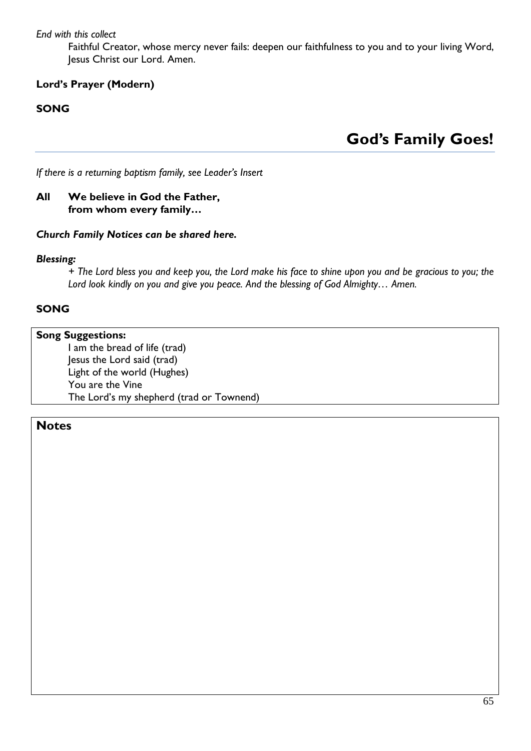*End with this collect*

Faithful Creator, whose mercy never fails: deepen our faithfulness to you and to your living Word, Jesus Christ our Lord. Amen.

**Lord's Prayer (Modern)**

**SONG**

## God's Family Goes!

*If there is a returning baptism family, see Leader's Insert*

**All We believe in God the Father,
from whom every family…**

***Church Family Notices can be shared here.***

***Blessing:***

*+ The Lord bless you and keep you, the Lord make his face to shine upon you and be gracious to you; the Lord look kindly on you and give you peace. And the blessing of God Almighty… Amen.*

**SONG**

**Song Suggestions:**

I am the bread of life (trad)
Jesus the Lord said (trad)
Light of the world (Hughes)
You are the Vine
The Lord's my shepherd (trad or Townend)

### Notes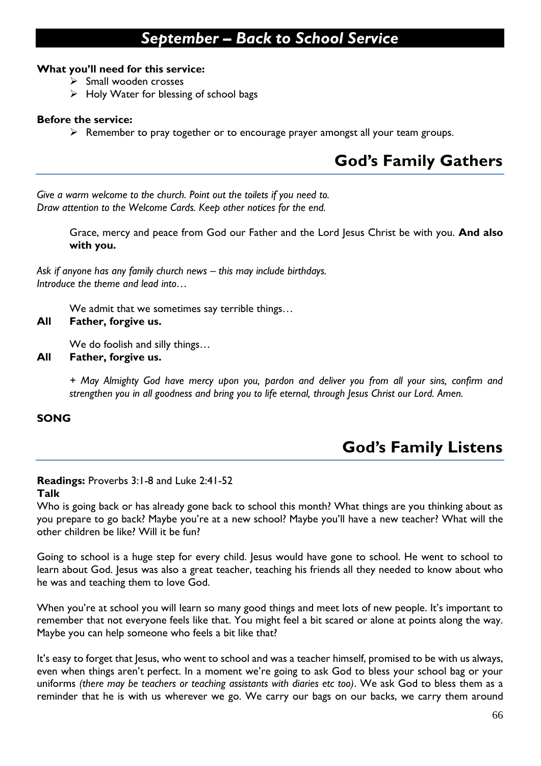# *September – Back to School Service*

**What you'll need for this service:**

- Small wooden crosses
- Holy Water for blessing of school bags

**Before the service:**

- Remember to pray together or to encourage prayer amongst all your team groups.

## God's Family Gathers

*Give a warm welcome to the church. Point out the toilets if you need to.*
*Draw attention to the Welcome Cards. Keep other notices for the end.*

Grace, mercy and peace from God our Father and the Lord Jesus Christ be with you. **And also with you.**

*Ask if anyone has any family church news – this may include birthdays.*
*Introduce the theme and lead into…*

We admit that we sometimes say terrible things…

**All Father, forgive us.**

We do foolish and silly things…

**All Father, forgive us.**

*+ May Almighty God have mercy upon you, pardon and deliver you from all your sins, confirm and strengthen you in all goodness and bring you to life eternal, through Jesus Christ our Lord. Amen.*

**SONG**

## God's Family Listens

**Readings:** Proverbs 3:1-8 and Luke 2:41-52

**Talk**

Who is going back or has already gone back to school this month? What things are you thinking about as you prepare to go back? Maybe you're at a new school? Maybe you'll have a new teacher? What will the other children be like? Will it be fun?

Going to school is a huge step for every child. Jesus would have gone to school. He went to school to learn about God. Jesus was also a great teacher, teaching his friends all they needed to know about who he was and teaching them to love God.

When you're at school you will learn so many good things and meet lots of new people. It's important to remember that not everyone feels like that. You might feel a bit scared or alone at points along the way. Maybe you can help someone who feels a bit like that?

It's easy to forget that Jesus, who went to school and was a teacher himself, promised to be with us always, even when things aren't perfect. In a moment we're going to ask God to bless your school bag or your uniforms *(there may be teachers or teaching assistants with diaries etc too)*. We ask God to bless them as a reminder that he is with us wherever we go. We carry our bags on our backs, we carry them around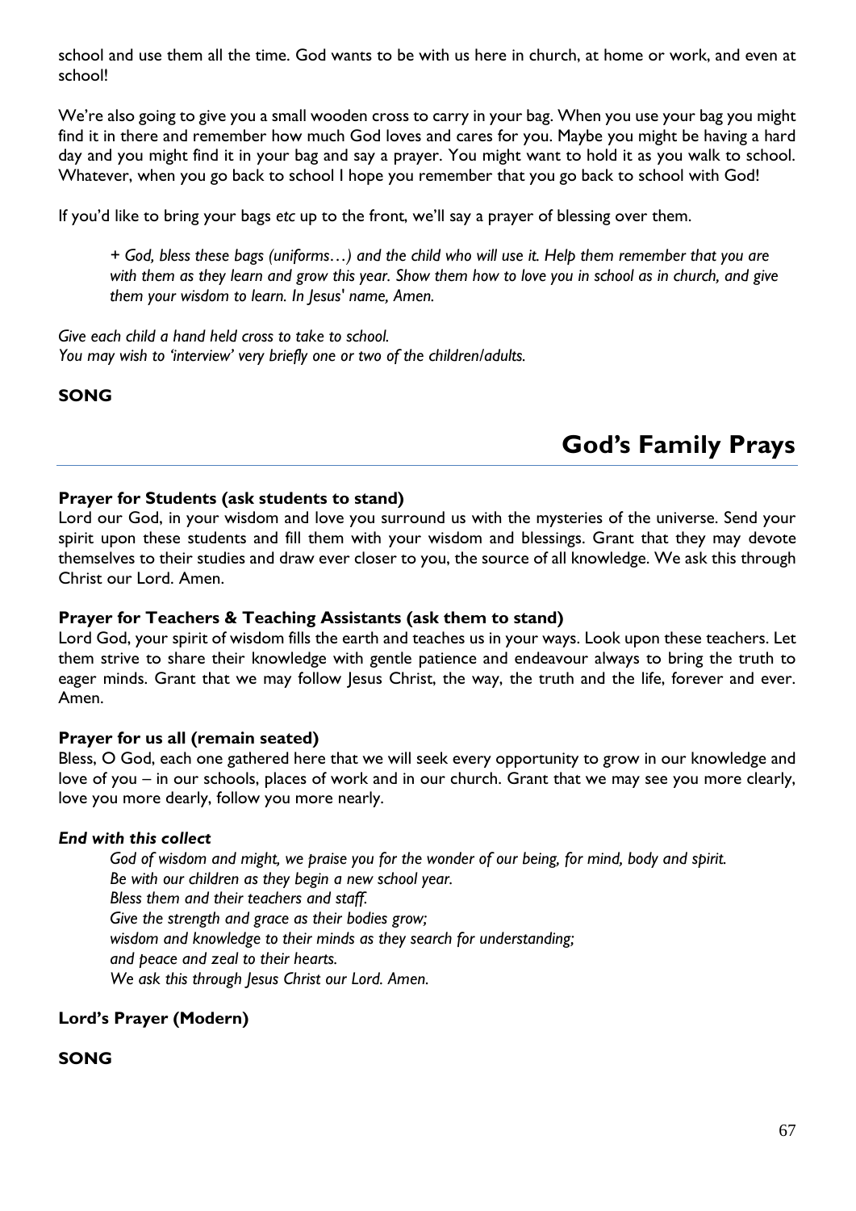school and use them all the time. God wants to be with us here in church, at home or work, and even at school!

We're also going to give you a small wooden cross to carry in your bag. When you use your bag you might find it in there and remember how much God loves and cares for you. Maybe you might be having a hard day and you might find it in your bag and say a prayer. You might want to hold it as you walk to school. Whatever, when you go back to school I hope you remember that you go back to school with God!

If you'd like to bring your bags *etc* up to the front, we'll say a prayer of blessing over them.

> *+ God, bless these bags (uniforms…) and the child who will use it. Help them remember that you are with them as they learn and grow this year. Show them how to love you in school as in church, and give them your wisdom to learn. In Jesus' name, Amen.*

*Give each child a hand held cross to take to school.*
*You may wish to 'interview' very briefly one or two of the children/adults.*

**SONG**

# God's Family Prays

**Prayer for Students (ask students to stand)**
Lord our God, in your wisdom and love you surround us with the mysteries of the universe. Send your spirit upon these students and fill them with your wisdom and blessings. Grant that they may devote themselves to their studies and draw ever closer to you, the source of all knowledge. We ask this through Christ our Lord. Amen.

**Prayer for Teachers & Teaching Assistants (ask them to stand)**
Lord God, your spirit of wisdom fills the earth and teaches us in your ways. Look upon these teachers. Let them strive to share their knowledge with gentle patience and endeavour always to bring the truth to eager minds. Grant that we may follow Jesus Christ, the way, the truth and the life, forever and ever. Amen.

**Prayer for us all (remain seated)**
Bless, O God, each one gathered here that we will seek every opportunity to grow in our knowledge and love of you – in our schools, places of work and in our church. Grant that we may see you more clearly, love you more dearly, follow you more nearly.

***End with this collect***

> *God of wisdom and might, we praise you for the wonder of our being, for mind, body and spirit.*
> *Be with our children as they begin a new school year.*
> *Bless them and their teachers and staff.*
> *Give the strength and grace as their bodies grow;*
> *wisdom and knowledge to their minds as they search for understanding;*
> *and peace and zeal to their hearts.*
> *We ask this through Jesus Christ our Lord. Amen.*

**Lord's Prayer (Modern)**

**SONG**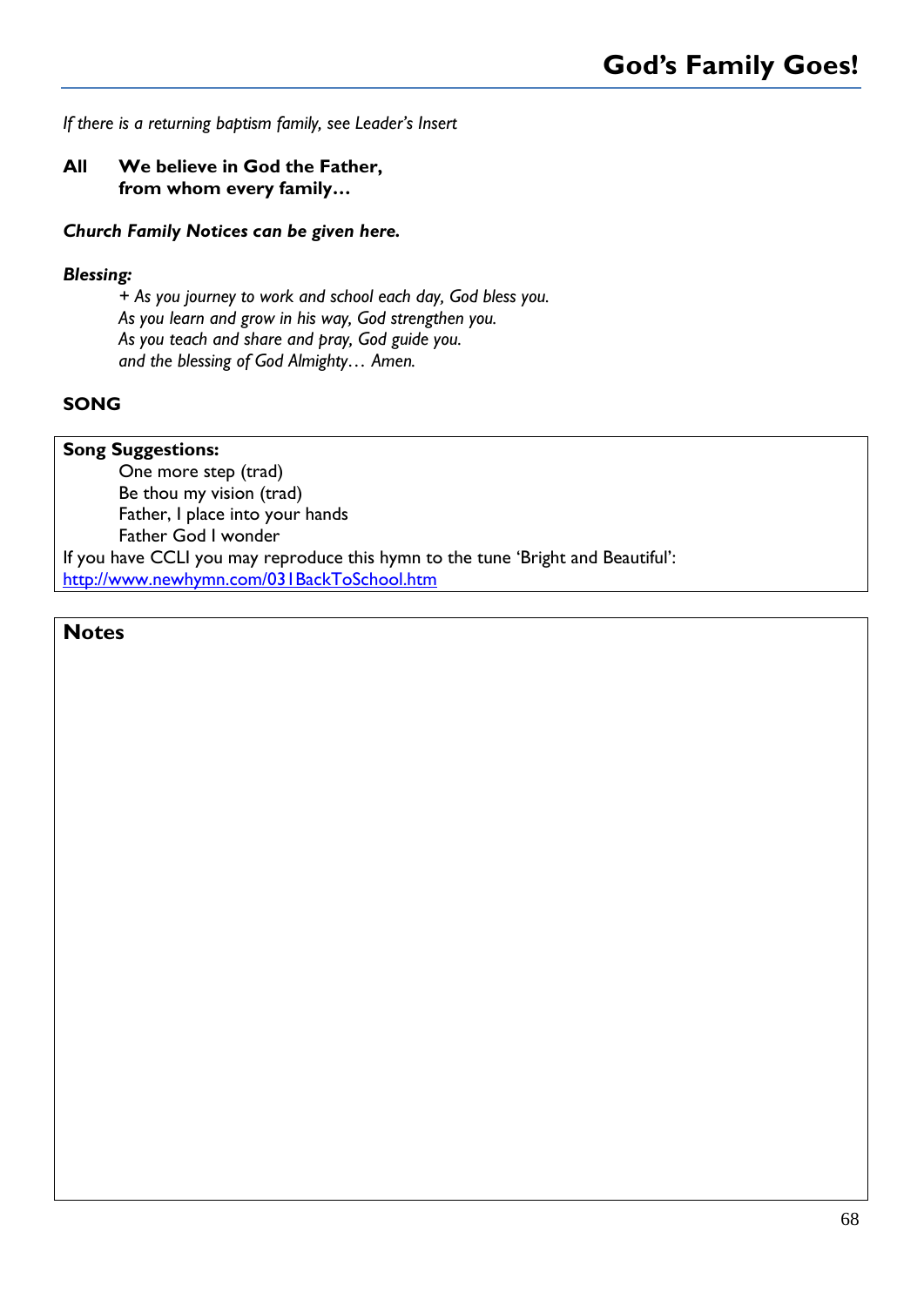*If there is a returning baptism family, see Leader's Insert*

**All We believe in God the Father,**
**from whom every family…**

***Church Family Notices can be given here.***

***Blessing:***

*+ As you journey to work and school each day, God bless you.*
*As you learn and grow in his way, God strengthen you.*
*As you teach and share and pray, God guide you.*
*and the blessing of God Almighty… Amen.*

**SONG**

**Song Suggestions:**

One more step (trad)
Be thou my vision (trad)
Father, I place into your hands
Father God I wonder

If you have CCLI you may reproduce this hymn to the tune 'Bright and Beautiful':
http://www.newhymn.com/031BackToSchool.htm

## Notes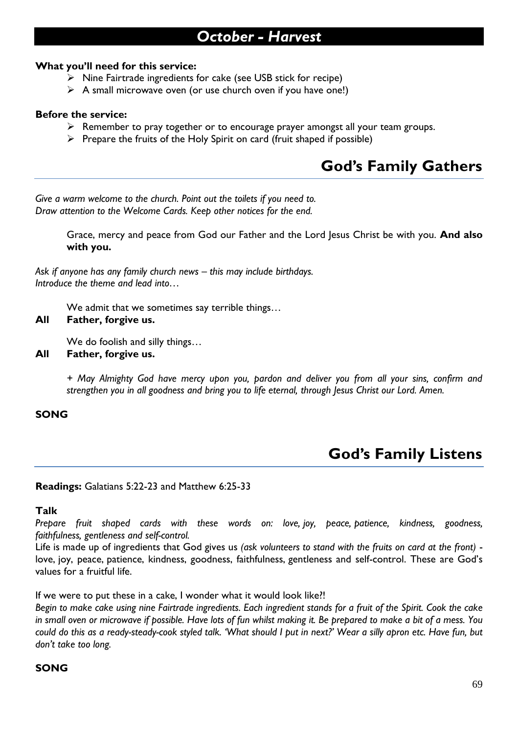# October - Harvest

**What you'll need for this service:**

- Nine Fairtrade ingredients for cake (see USB stick for recipe)
- A small microwave oven (or use church oven if you have one!)

**Before the service:**

- Remember to pray together or to encourage prayer amongst all your team groups.
- Prepare the fruits of the Holy Spirit on card (fruit shaped if possible)

## God's Family Gathers

*Give a warm welcome to the church. Point out the toilets if you need to.*
*Draw attention to the Welcome Cards. Keep other notices for the end.*

Grace, mercy and peace from God our Father and the Lord Jesus Christ be with you. **And also with you.**

*Ask if anyone has any family church news – this may include birthdays.*
*Introduce the theme and lead into…*

We admit that we sometimes say terrible things…

**All Father, forgive us.**

We do foolish and silly things…

**All Father, forgive us.**

*+ May Almighty God have mercy upon you, pardon and deliver you from all your sins, confirm and strengthen you in all goodness and bring you to life eternal, through Jesus Christ our Lord. Amen.*

**SONG**

## God's Family Listens

**Readings:** Galatians 5:22-23 and Matthew 6:25-33

**Talk**

*Prepare fruit shaped cards with these words on: love, joy, peace, patience, kindness, goodness, faithfulness, gentleness and self-control.*

Life is made up of ingredients that God gives us *(ask volunteers to stand with the fruits on card at the front)* - love, joy, peace, patience, kindness, goodness, faithfulness, gentleness and self-control. These are God's values for a fruitful life.

If we were to put these in a cake, I wonder what it would look like?!

*Begin to make cake using nine Fairtrade ingredients. Each ingredient stands for a fruit of the Spirit. Cook the cake in small oven or microwave if possible. Have lots of fun whilst making it. Be prepared to make a bit of a mess. You could do this as a ready-steady-cook styled talk. 'What should I put in next?' Wear a silly apron etc. Have fun, but don't take too long.*

**SONG**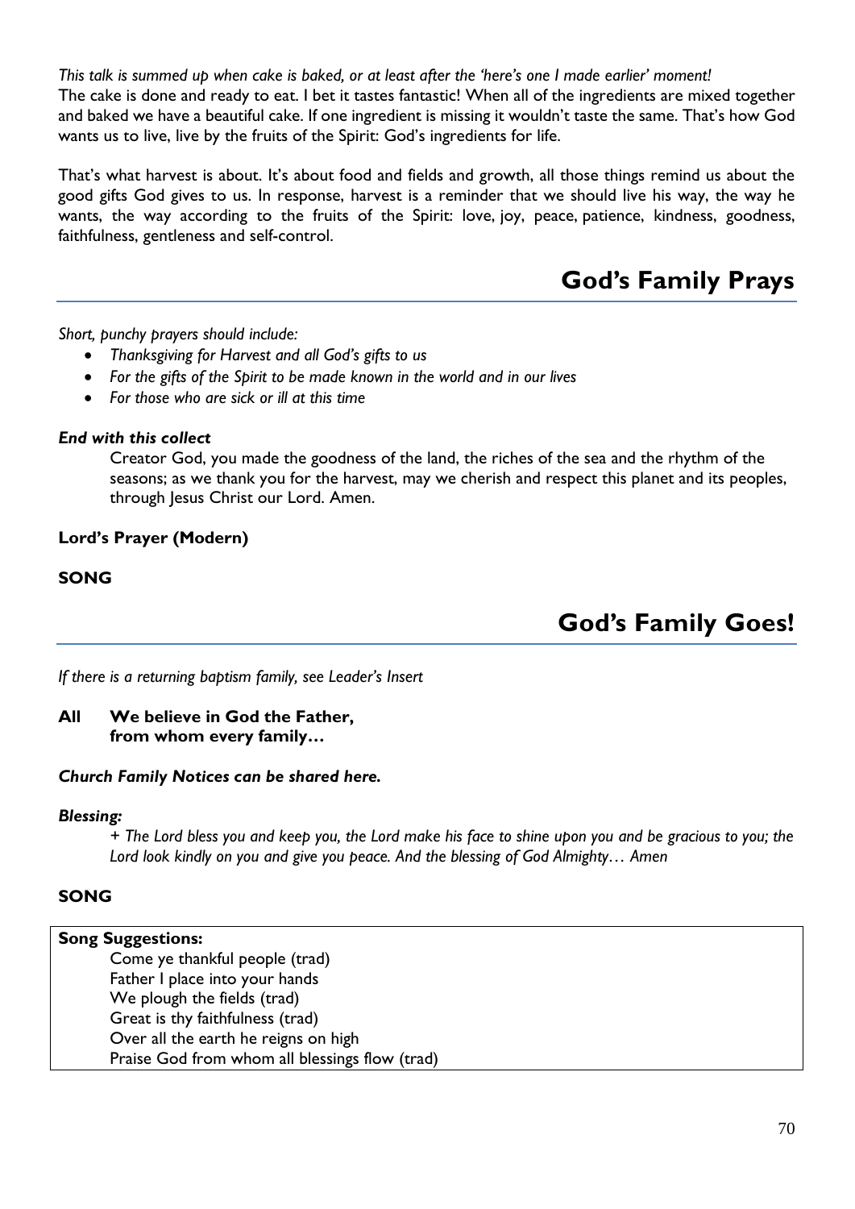*This talk is summed up when cake is baked, or at least after the 'here's one I made earlier' moment!*
The cake is done and ready to eat. I bet it tastes fantastic! When all of the ingredients are mixed together and baked we have a beautiful cake. If one ingredient is missing it wouldn't taste the same. That's how God wants us to live, live by the fruits of the Spirit: God's ingredients for life.

That's what harvest is about. It's about food and fields and growth, all those things remind us about the good gifts God gives to us. In response, harvest is a reminder that we should live his way, the way he wants, the way according to the fruits of the Spirit: love, joy, peace, patience, kindness, goodness, faithfulness, gentleness and self-control.

## God's Family Prays

*Short, punchy prayers should include:*

- *Thanksgiving for Harvest and all God's gifts to us*
- *For the gifts of the Spirit to be made known in the world and in our lives*
- *For those who are sick or ill at this time*

***End with this collect***

Creator God, you made the goodness of the land, the riches of the sea and the rhythm of the seasons; as we thank you for the harvest, may we cherish and respect this planet and its peoples, through Jesus Christ our Lord. Amen.

**Lord's Prayer (Modern)**

**SONG**

## God's Family Goes!

*If there is a returning baptism family, see Leader's Insert*

**All We believe in God the Father,
from whom every family…**

***Church Family Notices can be shared here.***

***Blessing:***

*+ The Lord bless you and keep you, the Lord make his face to shine upon you and be gracious to you; the Lord look kindly on you and give you peace. And the blessing of God Almighty… Amen*

**SONG**

**Song Suggestions:**

Come ye thankful people (trad)
Father I place into your hands
We plough the fields (trad)
Great is thy faithfulness (trad)
Over all the earth he reigns on high
Praise God from whom all blessings flow (trad)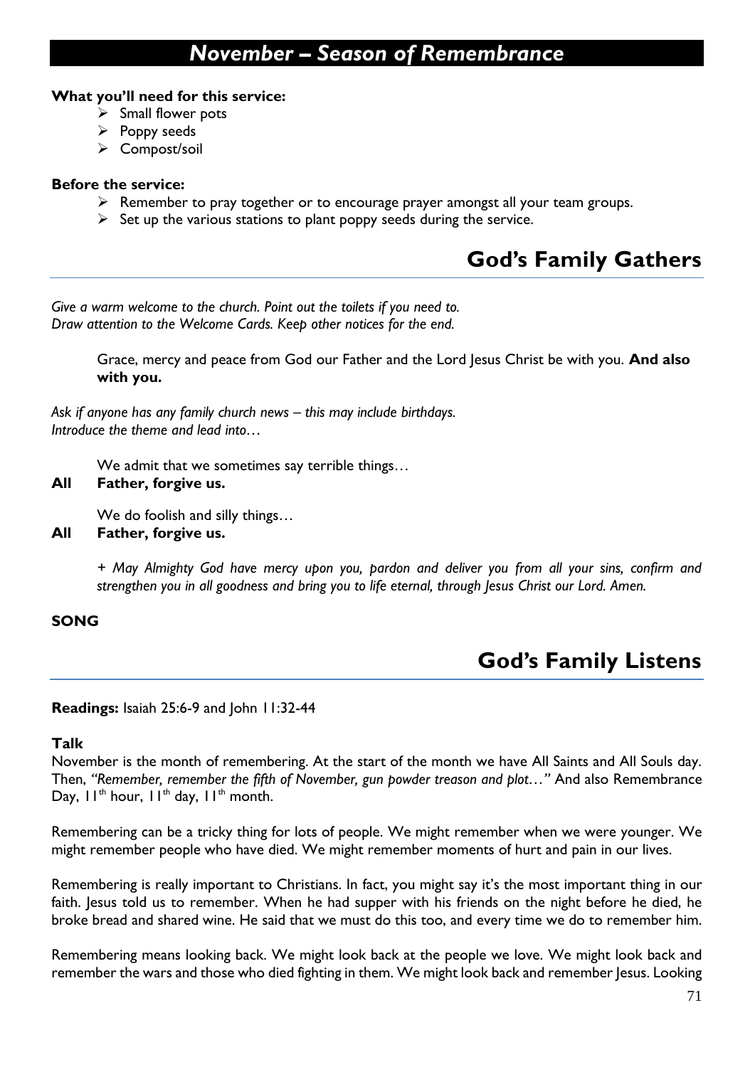# *November – Season of Remembrance*

**What you'll need for this service:**

- Small flower pots
- Poppy seeds
- Compost/soil

**Before the service:**

- Remember to pray together or to encourage prayer amongst all your team groups.
- Set up the various stations to plant poppy seeds during the service.

## God's Family Gathers

*Give a warm welcome to the church. Point out the toilets if you need to.*
*Draw attention to the Welcome Cards. Keep other notices for the end.*

Grace, mercy and peace from God our Father and the Lord Jesus Christ be with you. **And also with you.**

*Ask if anyone has any family church news – this may include birthdays.*
*Introduce the theme and lead into…*

We admit that we sometimes say terrible things…

**All Father, forgive us.**

We do foolish and silly things…

**All Father, forgive us.**

*+ May Almighty God have mercy upon you, pardon and deliver you from all your sins, confirm and strengthen you in all goodness and bring you to life eternal, through Jesus Christ our Lord. Amen.*

**SONG**

## God's Family Listens

**Readings:** Isaiah 25:6-9 and John 11:32-44

**Talk**

November is the month of remembering. At the start of the month we have All Saints and All Souls day. Then, *"Remember, remember the fifth of November, gun powder treason and plot…"* And also Remembrance Day, 11th hour, 11th day, 11th month.

Remembering can be a tricky thing for lots of people. We might remember when we were younger. We might remember people who have died. We might remember moments of hurt and pain in our lives.

Remembering is really important to Christians. In fact, you might say it's the most important thing in our faith. Jesus told us to remember. When he had supper with his friends on the night before he died, he broke bread and shared wine. He said that we must do this too, and every time we do to remember him.

Remembering means looking back. We might look back at the people we love. We might look back and remember the wars and those who died fighting in them. We might look back and remember Jesus. Looking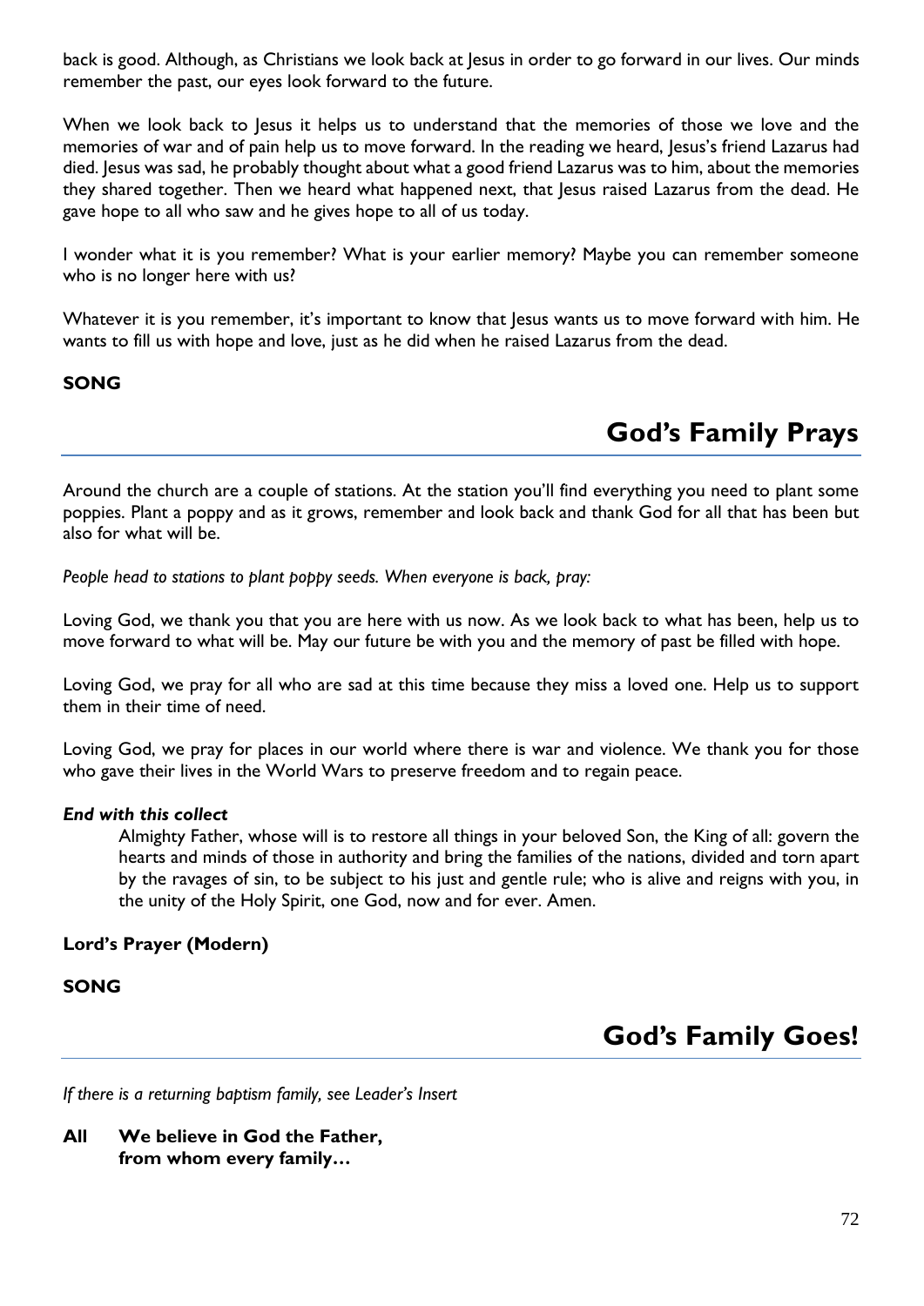back is good. Although, as Christians we look back at Jesus in order to go forward in our lives. Our minds remember the past, our eyes look forward to the future.

When we look back to Jesus it helps us to understand that the memories of those we love and the memories of war and of pain help us to move forward. In the reading we heard, Jesus's friend Lazarus had died. Jesus was sad, he probably thought about what a good friend Lazarus was to him, about the memories they shared together. Then we heard what happened next, that Jesus raised Lazarus from the dead. He gave hope to all who saw and he gives hope to all of us today.

I wonder what it is you remember? What is your earlier memory? Maybe you can remember someone who is no longer here with us?

Whatever it is you remember, it's important to know that Jesus wants us to move forward with him. He wants to fill us with hope and love, just as he did when he raised Lazarus from the dead.

**SONG**

## God's Family Prays

Around the church are a couple of stations. At the station you'll find everything you need to plant some poppies. Plant a poppy and as it grows, remember and look back and thank God for all that has been but also for what will be.

*People head to stations to plant poppy seeds. When everyone is back, pray:*

Loving God, we thank you that you are here with us now. As we look back to what has been, help us to move forward to what will be. May our future be with you and the memory of past be filled with hope.

Loving God, we pray for all who are sad at this time because they miss a loved one. Help us to support them in their time of need.

Loving God, we pray for places in our world where there is war and violence. We thank you for those who gave their lives in the World Wars to preserve freedom and to regain peace.

***End with this collect***

> Almighty Father, whose will is to restore all things in your beloved Son, the King of all: govern the hearts and minds of those in authority and bring the families of the nations, divided and torn apart by the ravages of sin, to be subject to his just and gentle rule; who is alive and reigns with you, in the unity of the Holy Spirit, one God, now and for ever. Amen.

**Lord's Prayer (Modern)**

**SONG**

## God's Family Goes!

*If there is a returning baptism family, see Leader's Insert*

**All We believe in God the Father,**
**from whom every family…**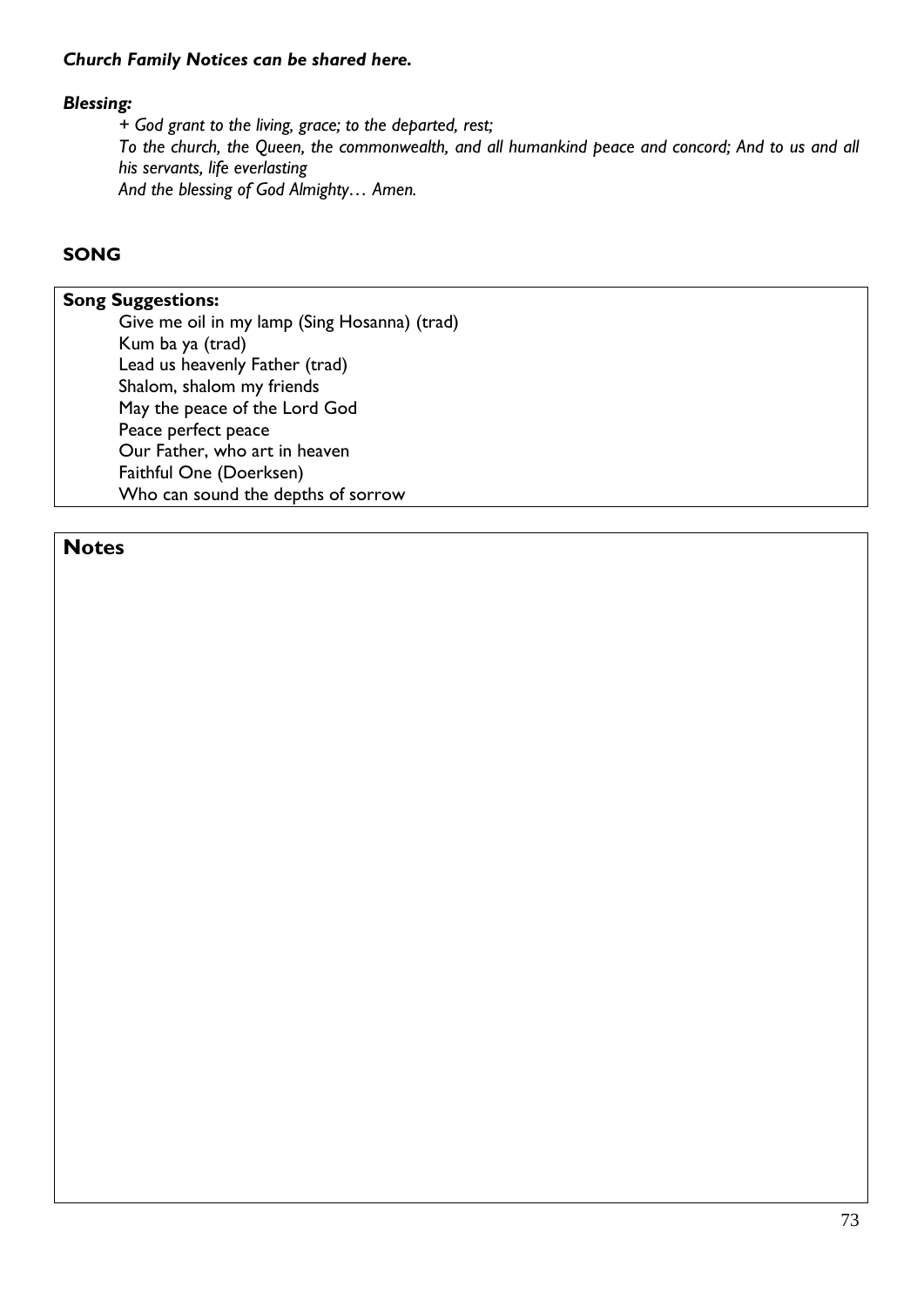***Church Family Notices can be shared here.***

***Blessing:***

*+ God grant to the living, grace; to the departed, rest;*
*To the church, the Queen, the commonwealth, and all humankind peace and concord; And to us and all his servants, life everlasting*
*And the blessing of God Almighty… Amen.*

## SONG

**Song Suggestions:**

Give me oil in my lamp (Sing Hosanna) (trad)
Kum ba ya (trad)
Lead us heavenly Father (trad)
Shalom, shalom my friends
May the peace of the Lord God
Peace perfect peace
Our Father, who art in heaven
Faithful One (Doerksen)
Who can sound the depths of sorrow

## Notes